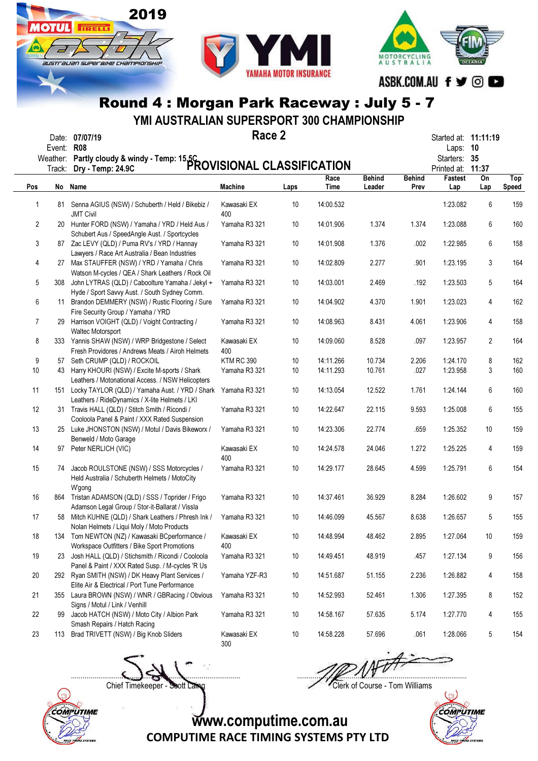2019

# Round 4 : Morgan Park Raceway : July 5 - 7

## YMI AUSTRALIAN SUPERSPORT 300 CHAMPIONSHIP

### Race 2

### PROVISIONAL CLASSIFICATION

Date: 07/07/19
Event: R08
Weather: Partly cloudy & windy - Temp: 15.5C
Track: Dry - Temp: 24.9C

Started at: 11:11:19
Laps: 10
Starters: 35
Printed at: 11:37

| Pos | No | Name | Machine | Laps | Race Time | Behind Leader | Behind Prev | Fastest Lap | On Lap | Top Speed |
|---|---|---|---|---|---|---|---|---|---|---|
| 1 | 81 | Senna AGIUS (NSW) / Schuberth / Held / Bikebiz / JMT Civil | Kawasaki EX 400 | 10 | 14:00.532 | | | 1:23.082 | 6 | 159 |
| 2 | 20 | Hunter FORD (NSW) / Yamaha / YRD / Held Aus / Schubert Aus / SpeedAngle Aust. / Sportcycles | Yamaha R3 321 | 10 | 14:01.906 | 1.374 | 1.374 | 1:23.088 | 6 | 160 |
| 3 | 87 | Zac LEVY (QLD) / Puma RV's / YRD / Hannay Lawyers / Race Art Australia / Bean Industries | Yamaha R3 321 | 10 | 14:01.908 | 1.376 | .002 | 1:22.985 | 6 | 158 |
| 4 | 27 | Max STAUFFER (NSW) / YRD / Yamaha / Chris Watson M-cycles / QEA / Shark Leathers / Rock Oil | Yamaha R3 321 | 10 | 14:02.809 | 2.277 | .901 | 1:23.195 | 3 | 164 |
| 5 | 308 | John LYTRAS (QLD) / Caboolture Yamaha / Jekyl + Hyde / Sport Savvy Aust. / South Sydney Comm. | Yamaha R3 321 | 10 | 14:03.001 | 2.469 | .192 | 1:23.503 | 5 | 164 |
| 6 | 11 | Brandon DEMMERY (NSW) / Rustic Flooring / Sure Fire Security Group / Yamaha / YRD | Yamaha R3 321 | 10 | 14:04.902 | 4.370 | 1.901 | 1:23.023 | 4 | 162 |
| 7 | 29 | Harrison VOIGHT (QLD) / Voight Contracting / Waltec Motorsport | Yamaha R3 321 | 10 | 14:08.963 | 8.431 | 4.061 | 1:23.906 | 4 | 158 |
| 8 | 333 | Yannis SHAW (NSW) / WRP Bridgestone / Select Fresh Providores / Andrews Meats / Airoh Helmets | Kawasaki EX 400 | 10 | 14:09.060 | 8.528 | .097 | 1:23.957 | 2 | 164 |
| 9 | 57 | Seth CRUMP (QLD) / ROCKOIL | KTM RC 390 | 10 | 14:11.266 | 10.734 | 2.206 | 1:24.170 | 8 | 162 |
| 10 | 43 | Harry KHOURI (NSW) / Excite M-sports / Shark Leathers / Motonational Access. / NSW Helicopters | Yamaha R3 321 | 10 | 14:11.293 | 10.761 | .027 | 1:23.958 | 3 | 160 |
| 11 | 151 | Locky TAYLOR (QLD) / Yamaha Aust. / YRD / Shark Leathers / RideDynamics / X-lite Helmets / LKI | Yamaha R3 321 | 10 | 14:13.054 | 12.522 | 1.761 | 1:24.144 | 6 | 160 |
| 12 | 31 | Travis HALL (QLD) / Stitch Smith / Ricondi / Cooloola Panel & Paint / XXX Rated Suspension | Yamaha R3 321 | 10 | 14:22.647 | 22.115 | 9.593 | 1:25.008 | 6 | 155 |
| 13 | 25 | Luke JHONSTON (NSW) / Motul / Davis Bikeworx / Benweld / Moto Garage | Yamaha R3 321 | 10 | 14:23.306 | 22.774 | .659 | 1:25.352 | 10 | 159 |
| 14 | 97 | Peter NERLICH (VIC) | Kawasaki EX 400 | 10 | 14:24.578 | 24.046 | 1.272 | 1:25.225 | 4 | 159 |
| 15 | 74 | Jacob ROULSTONE (NSW) / SSS Motorcycles / Held Australia / Schuberth Helmets / MotoCity W'gong | Yamaha R3 321 | 10 | 14:29.177 | 28.645 | 4.599 | 1:25.791 | 6 | 154 |
| 16 | 864 | Tristan ADAMSON (QLD) / SSS / Toprider / Frigo Adamson Legal Group / Stor-it-Ballarat / Vissla | Yamaha R3 321 | 10 | 14:37.461 | 36.929 | 8.284 | 1:26.602 | 9 | 157 |
| 17 | 58 | Mitch KUHNE (QLD) / Shark Leathers / Phresh Ink / Nolan Helmets / Liqui Moly / Moto Products | Yamaha R3 321 | 10 | 14:46.099 | 45.567 | 8.638 | 1:26.657 | 5 | 155 |
| 18 | 134 | Tom NEWTON (NZ) / Kawasaki BCperformance / Workspace Outfitters / Bike Sport Promotions | Kawasaki EX 400 | 10 | 14:48.994 | 48.462 | 2.895 | 1:27.064 | 10 | 159 |
| 19 | 23 | Josh HALL (QLD) / Stichsmith / Ricondi / Cooloola Panel & Paint / XXX Rated Susp. / M-cycles 'R Us | Yamaha R3 321 | 10 | 14:49.451 | 48.919 | .457 | 1:27.134 | 9 | 156 |
| 20 | 292 | Ryan SMITH (NSW) / DK Heavy Plant Services / Elite Air & Electrical / Port Tune Performance | Yamaha YZF-R3 | 10 | 14:51.687 | 51.155 | 2.236 | 1:26.882 | 4 | 158 |
| 21 | 355 | Laura BROWN (NSW) / WNR / GBRacing / Obvious Signs / Motul / Link / Venhill | Yamaha R3 321 | 10 | 14:52.993 | 52.461 | 1.306 | 1:27.395 | 8 | 152 |
| 22 | 99 | Jacob HATCH (NSW) / Moto City / Albion Park Smash Repairs / Hatch Racing | Yamaha R3 321 | 10 | 14:58.167 | 57.635 | 5.174 | 1:27.770 | 4 | 155 |
| 23 | 113 | Brad TRIVETT (NSW) / Big Knob Sliders | Kawasaki EX 300 | 10 | 14:58.228 | 57.696 | .061 | 1:28.066 | 5 | 154 |

Chief Timekeeper - Scott Laing

Clerk of Course - Tom Williams

www.computime.com.au
COMPUTIME RACE TIMING SYSTEMS PTY LTD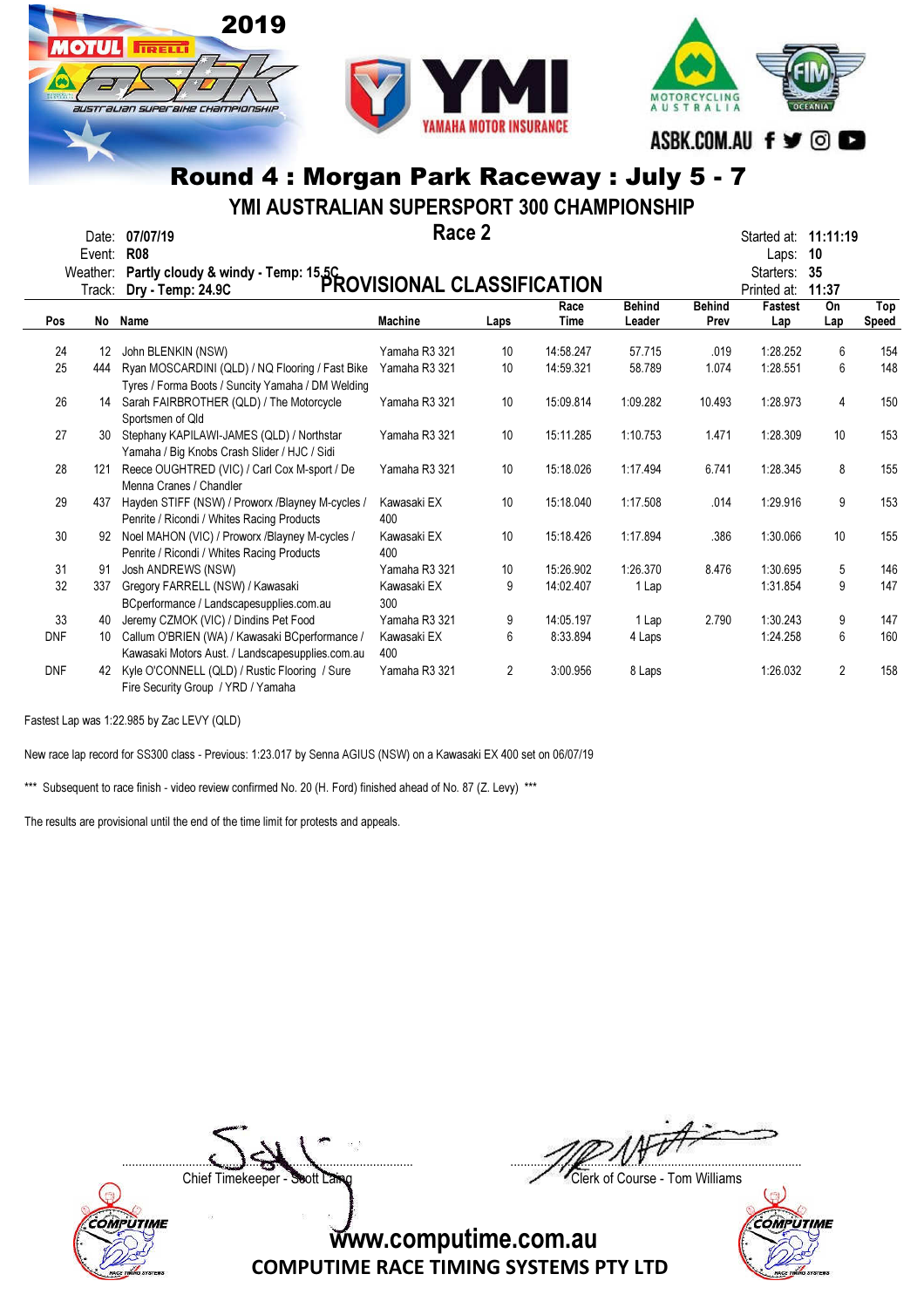# Round 4 : Morgan Park Raceway : July 5 - 7

## YMI AUSTRALIAN SUPERSPORT 300 CHAMPIONSHIP

### Race 2

Date: **07/07/19**
Event: **R08**
Weather: **Partly cloudy & windy - Temp: 15.5C**
Track: **Dry - Temp: 24.9C**

Started at: **11:11:19**
Laps: **10**
Starters: **35**
Printed at: **11:37**

### PROVISIONAL CLASSIFICATION

| Pos | No | Name | Machine | Laps | Race Time | Behind Leader | Behind Prev | Fastest Lap | On Lap | Top Speed |
|---|---|---|---|---|---|---|---|---|---|---|
| 24 | 12 | John BLENKIN (NSW) | Yamaha R3 321 | 10 | 14:58.247 | 57.715 | .019 | 1:28.252 | 6 | 154 |
| 25 | 444 | Ryan MOSCARDINI (QLD) / NQ Flooring / Fast Bike Tyres / Forma Boots / Suncity Yamaha / DM Welding | Yamaha R3 321 | 10 | 14:59.321 | 58.789 | 1.074 | 1:28.551 | 6 | 148 |
| 26 | 14 | Sarah FAIRBROTHER (QLD) / The Motorcycle Sportsmen of Qld | Yamaha R3 321 | 10 | 15:09.814 | 1:09.282 | 10.493 | 1:28.973 | 4 | 150 |
| 27 | 30 | Stephany KAPILAWI-JAMES (QLD) / Northstar Yamaha / Big Knobs Crash Slider / HJC / Sidi | Yamaha R3 321 | 10 | 15:11.285 | 1:10.753 | 1.471 | 1:28.309 | 10 | 153 |
| 28 | 121 | Reece OUGHTRED (VIC) / Carl Cox M-sport / De Menna Cranes / Chandler | Yamaha R3 321 | 10 | 15:18.026 | 1:17.494 | 6.741 | 1:28.345 | 8 | 155 |
| 29 | 437 | Hayden STIFF (NSW) / Proworx /Blayney M-cycles / Penrite / Ricondi / Whites Racing Products | Kawasaki EX 400 | 10 | 15:18.040 | 1:17.508 | .014 | 1:29.916 | 9 | 153 |
| 30 | 92 | Noel MAHON (VIC) / Proworx /Blayney M-cycles / Penrite / Ricondi / Whites Racing Products | Kawasaki EX 400 | 10 | 15:18.426 | 1:17.894 | .386 | 1:30.066 | 10 | 155 |
| 31 | 91 | Josh ANDREWS (NSW) | Yamaha R3 321 | 10 | 15:26.902 | 1:26.370 | 8.476 | 1:30.695 | 5 | 146 |
| 32 | 337 | Gregory FARRELL (NSW) / Kawasaki BCperformance / Landscapesupplies.com.au | Kawasaki EX 300 | 9 | 14:02.407 | 1 Lap | | 1:31.854 | 9 | 147 |
| 33 | 40 | Jeremy CZMOK (VIC) / Dindins Pet Food | Yamaha R3 321 | 9 | 14:05.197 | 1 Lap | 2.790 | 1:30.243 | 9 | 147 |
| DNF | 10 | Callum O'BRIEN (WA) / Kawasaki BCperformance / Kawasaki Motors Aust. / Landscapesupplies.com.au | Kawasaki EX 400 | 6 | 8:33.894 | 4 Laps | | 1:24.258 | 6 | 160 |
| DNF | 42 | Kyle O'CONNELL (QLD) / Rustic Flooring / Sure Fire Security Group / YRD / Yamaha | Yamaha R3 321 | 2 | 3:00.956 | 8 Laps | | 1:26.032 | 2 | 158 |

Fastest Lap was 1:22.985 by Zac LEVY (QLD)

New race lap record for SS300 class - Previous: 1:23.017 by Senna AGIUS (NSW) on a Kawasaki EX 400 set on 06/07/19

*** Subsequent to race finish - video review confirmed No. 20 (H. Ford) finished ahead of No. 87 (Z. Levy) ***

The results are provisional until the end of the time limit for protests and appeals.

Chief Timekeeper - Scott Laing

Clerk of Course - Tom Williams

www.computime.com.au
COMPUTIME RACE TIMING SYSTEMS PTY LTD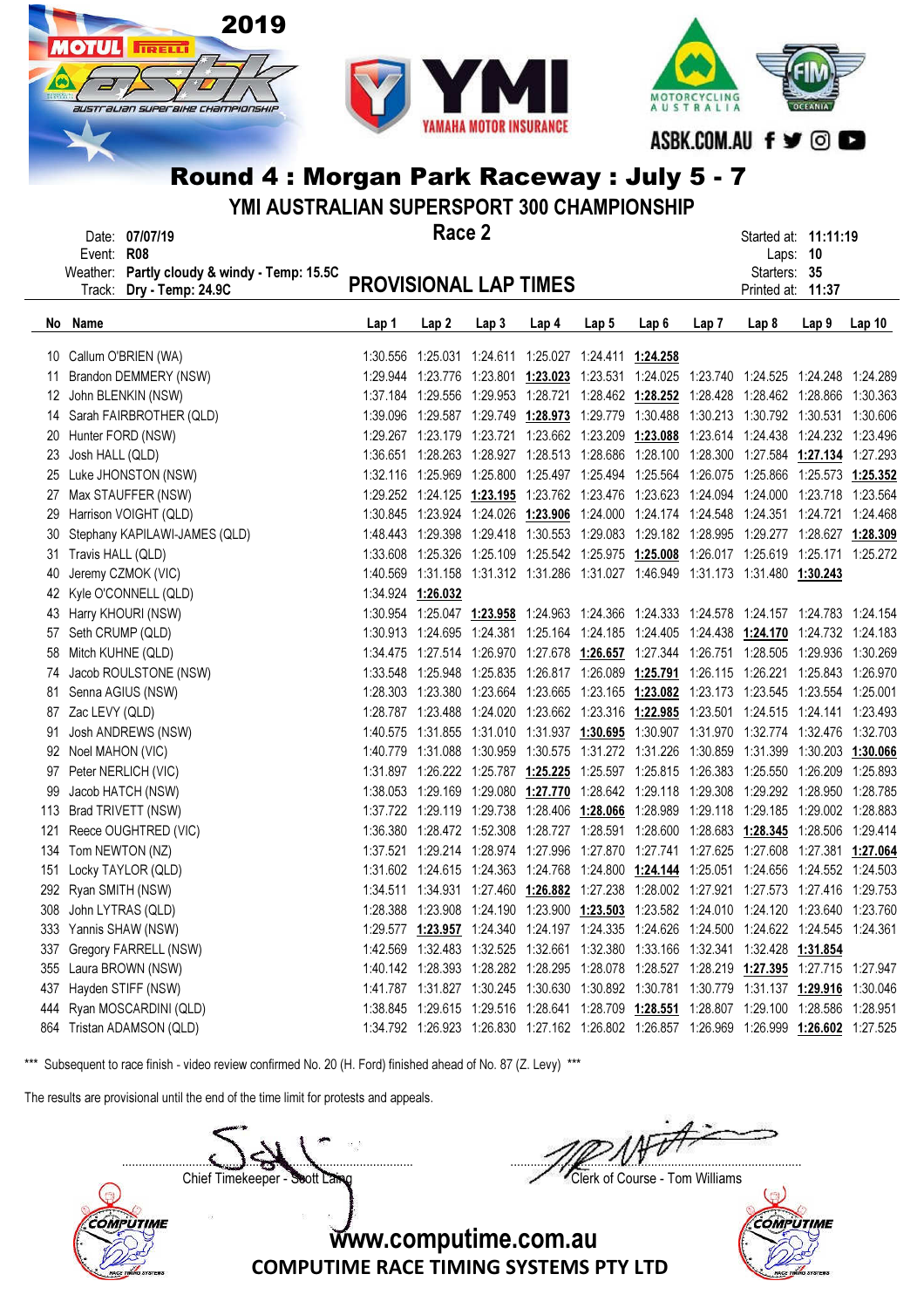# Round 4 : Morgan Park Raceway : July 5 - 7

## YMI AUSTRALIAN SUPERSPORT 300 CHAMPIONSHIP

**Race 2**

**PROVISIONAL LAP TIMES**

Date: **07/07/19**
Event: **R08**
Weather: **Partly cloudy & windy - Temp: 15.5C**
Track: **Dry - Temp: 24.9C**

Started at: **11:11:19**
Laps: **10**
Starters: **35**
Printed at: **11:37**

| No | Name | Lap 1 | Lap 2 | Lap 3 | Lap 4 | Lap 5 | Lap 6 | Lap 7 | Lap 8 | Lap 9 | Lap 10 |
|---|---|---|---|---|---|---|---|---|---|---|---|
| 10 | Callum O'BRIEN (WA) | 1:30.556 | 1:25.031 | 1:24.611 | 1:25.027 | 1:24.411 | **1:24.258** | | | | |
| 11 | Brandon DEMMERY (NSW) | 1:29.944 | 1:23.776 | 1:23.801 | **1:23.023** | 1:23.531 | 1:24.025 | 1:23.740 | 1:24.525 | 1:24.248 | 1:24.289 |
| 12 | John BLENKIN (NSW) | 1:37.184 | 1:29.556 | 1:29.953 | 1:28.721 | 1:28.462 | **1:28.252** | 1:28.428 | 1:28.462 | 1:28.866 | 1:30.363 |
| 14 | Sarah FAIRBROTHER (QLD) | 1:39.096 | 1:29.587 | 1:29.749 | **1:28.973** | 1:29.779 | 1:30.488 | 1:30.213 | 1:30.792 | 1:30.531 | 1:30.606 |
| 20 | Hunter FORD (NSW) | 1:29.267 | 1:23.179 | 1:23.721 | 1:23.662 | 1:23.209 | **1:23.088** | 1:23.614 | 1:24.438 | 1:24.232 | 1:23.496 |
| 23 | Josh HALL (QLD) | 1:36.651 | 1:28.263 | 1:28.927 | 1:28.513 | 1:28.686 | 1:28.100 | 1:28.300 | 1:27.584 | **1:27.134** | 1:27.293 |
| 25 | Luke JHONSTON (NSW) | 1:32.116 | 1:25.969 | 1:25.800 | 1:25.497 | 1:25.494 | 1:25.564 | 1:26.075 | 1:25.866 | 1:25.573 | **1:25.352** |
| 27 | Max STAUFFER (NSW) | 1:29.252 | 1:24.125 | **1:23.195** | 1:23.762 | 1:23.476 | 1:23.623 | 1:24.094 | 1:24.000 | 1:23.718 | 1:23.564 |
| 29 | Harrison VOIGHT (QLD) | 1:30.845 | 1:23.924 | 1:24.026 | **1:23.906** | 1:24.000 | 1:24.174 | 1:24.548 | 1:24.351 | 1:24.721 | 1:24.468 |
| 30 | Stephany KAPILAWI-JAMES (QLD) | 1:48.443 | 1:29.398 | 1:29.418 | 1:30.553 | 1:29.083 | 1:29.182 | 1:28.995 | 1:29.277 | 1:28.627 | **1:28.309** |
| 31 | Travis HALL (QLD) | 1:33.608 | 1:25.326 | 1:25.109 | 1:25.542 | 1:25.975 | **1:25.008** | 1:26.017 | 1:25.619 | 1:25.171 | 1:25.272 |
| 40 | Jeremy CZMOK (VIC) | 1:40.569 | 1:31.158 | 1:31.312 | 1:31.286 | 1:31.027 | 1:46.949 | 1:31.173 | 1:31.480 | **1:30.243** | |
| 42 | Kyle O'CONNELL (QLD) | 1:34.924 | **1:26.032** | | | | | | | | |
| 43 | Harry KHOURI (NSW) | 1:30.954 | 1:25.047 | **1:23.958** | 1:24.963 | 1:24.366 | 1:24.333 | 1:24.578 | 1:24.157 | 1:24.783 | 1:24.154 |
| 57 | Seth CRUMP (QLD) | 1:30.913 | 1:24.695 | 1:24.381 | 1:25.164 | 1:24.185 | 1:24.405 | 1:24.438 | **1:24.170** | 1:24.732 | 1:24.183 |
| 58 | Mitch KUHNE (QLD) | 1:34.475 | 1:27.514 | 1:26.970 | 1:27.678 | **1:26.657** | 1:27.344 | 1:26.751 | 1:28.505 | 1:29.936 | 1:30.269 |
| 74 | Jacob ROULSTONE (NSW) | 1:33.548 | 1:25.948 | 1:25.835 | 1:26.817 | 1:26.089 | **1:25.791** | 1:26.115 | 1:26.221 | 1:25.843 | 1:26.970 |
| 81 | Senna AGIUS (NSW) | 1:28.303 | 1:23.380 | 1:23.664 | 1:23.665 | 1:23.165 | **1:23.082** | 1:23.173 | 1:23.545 | 1:23.554 | 1:25.001 |
| 87 | Zac LEVY (QLD) | 1:28.787 | 1:23.488 | 1:24.020 | 1:23.662 | 1:23.316 | **1:22.985** | 1:23.501 | 1:24.515 | 1:24.141 | 1:23.493 |
| 91 | Josh ANDREWS (NSW) | 1:40.575 | 1:31.855 | 1:31.010 | 1:31.937 | **1:30.695** | 1:30.907 | 1:31.970 | 1:32.774 | 1:32.476 | 1:32.703 |
| 92 | Noel MAHON (VIC) | 1:40.779 | 1:31.088 | 1:30.959 | 1:30.575 | 1:31.272 | 1:31.226 | 1:30.859 | 1:31.399 | 1:30.203 | **1:30.066** |
| 97 | Peter NERLICH (VIC) | 1:31.897 | 1:26.222 | 1:25.787 | **1:25.225** | 1:25.597 | 1:25.815 | 1:26.383 | 1:25.550 | 1:26.209 | 1:25.893 |
| 99 | Jacob HATCH (NSW) | 1:38.053 | 1:29.169 | 1:29.080 | **1:27.770** | 1:28.642 | 1:29.118 | 1:29.308 | 1:29.292 | 1:28.950 | 1:28.785 |
| 113 | Brad TRIVETT (NSW) | 1:37.722 | 1:29.119 | 1:29.738 | 1:28.406 | **1:28.066** | 1:28.989 | 1:29.118 | 1:29.185 | 1:29.002 | 1:28.883 |
| 121 | Reece OUGHTRED (VIC) | 1:36.380 | 1:28.472 | 1:52.308 | 1:28.727 | 1:28.591 | 1:28.600 | 1:28.683 | **1:28.345** | 1:28.506 | 1:29.414 |
| 134 | Tom NEWTON (NZ) | 1:37.521 | 1:29.214 | 1:28.974 | 1:27.996 | 1:27.870 | 1:27.741 | 1:27.625 | 1:27.608 | 1:27.381 | **1:27.064** |
| 151 | Locky TAYLOR (QLD) | 1:31.602 | 1:24.615 | 1:24.363 | 1:24.768 | 1:24.800 | **1:24.144** | 1:25.051 | 1:24.656 | 1:24.552 | 1:24.503 |
| 292 | Ryan SMITH (NSW) | 1:34.511 | 1:34.931 | 1:27.460 | **1:26.882** | 1:27.238 | 1:28.002 | 1:27.921 | 1:27.573 | 1:27.416 | 1:29.753 |
| 308 | John LYTRAS (QLD) | 1:28.388 | 1:23.908 | 1:24.190 | 1:23.900 | **1:23.503** | 1:23.582 | 1:24.010 | 1:24.120 | 1:23.640 | 1:23.760 |
| 333 | Yannis SHAW (NSW) | 1:29.577 | **1:23.957** | 1:24.340 | 1:24.197 | 1:24.335 | 1:24.626 | 1:24.500 | 1:24.622 | 1:24.545 | 1:24.361 |
| 337 | Gregory FARRELL (NSW) | 1:42.569 | 1:32.483 | 1:32.525 | 1:32.661 | 1:32.380 | 1:33.166 | 1:32.341 | 1:32.428 | **1:31.854** | |
| 355 | Laura BROWN (NSW) | 1:40.142 | 1:28.393 | 1:28.282 | 1:28.295 | 1:28.078 | 1:28.527 | 1:28.219 | **1:27.395** | 1:27.715 | 1:27.947 |
| 437 | Hayden STIFF (NSW) | 1:41.787 | 1:31.827 | 1:30.245 | 1:30.630 | 1:30.892 | 1:30.781 | 1:30.779 | 1:31.137 | **1:29.916** | 1:30.046 |
| 444 | Ryan MOSCARDINI (QLD) | 1:38.845 | 1:29.615 | 1:29.516 | 1:28.641 | 1:28.709 | **1:28.551** | 1:28.807 | 1:29.100 | 1:28.586 | 1:28.951 |
| 864 | Tristan ADAMSON (QLD) | 1:34.792 | 1:26.923 | 1:26.830 | 1:27.162 | 1:26.802 | 1:26.857 | 1:26.969 | 1:26.999 | **1:26.602** | 1:27.525 |

*** Subsequent to race finish - video review confirmed No. 20 (H. Ford) finished ahead of No. 87 (Z. Levy) ***

The results are provisional until the end of the time limit for protests and appeals.

Chief Timekeeper - Scott Laing

Clerk of Course - Tom Williams

www.computime.com.au
COMPUTIME RACE TIMING SYSTEMS PTY LTD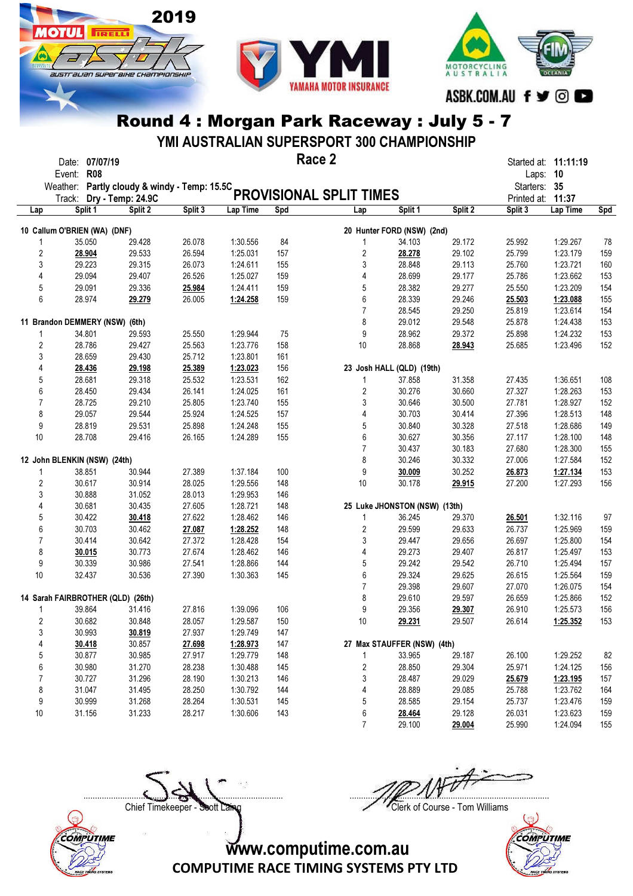# Round 4 : Morgan Park Raceway : July 5 - 7

## YMI AUSTRALIAN SUPERSPORT 300 CHAMPIONSHIP

Date: **07/07/19**
Event: **R08**
Weather: **Partly cloudy & windy - Temp: 15.5C**
Track: **Dry - Temp: 24.9C**

**Race 2**

**PROVISIONAL SPLIT TIMES**

Started at: **11:11:19**
Laps: **10**
Starters: **35**
Printed at: **11:37**

**10 Callum O'BRIEN (WA) (DNF)**

| Lap | Split 1 | Split 2 | Split 3 | Lap Time | Spd |
|---|---|---|---|---|---|
| 1 | 35.050 | 29.428 | 26.078 | 1:30.556 | 84 |
| 2 | **28.904** | 29.533 | 26.594 | 1:25.031 | 157 |
| 3 | 29.223 | 29.315 | 26.073 | 1:24.611 | 155 |
| 4 | 29.094 | 29.407 | 26.526 | 1:25.027 | 159 |
| 5 | 29.091 | 29.336 | **25.984** | 1:24.411 | 159 |
| 6 | 28.974 | **29.279** | 26.005 | **1:24.258** | 159 |

**11 Brandon DEMMERY (NSW) (6th)**

| Lap | Split 1 | Split 2 | Split 3 | Lap Time | Spd |
|---|---|---|---|---|---|
| 1 | 34.801 | 29.593 | 25.550 | 1:29.944 | 75 |
| 2 | 28.786 | 29.427 | 25.563 | 1:23.776 | 158 |
| 3 | 28.659 | 29.430 | 25.712 | 1:23.801 | 161 |
| 4 | **28.436** | **29.198** | **25.389** | **1:23.023** | 156 |
| 5 | 28.681 | 29.318 | 25.532 | 1:23.531 | 162 |
| 6 | 28.450 | 29.434 | 26.141 | 1:24.025 | 161 |
| 7 | 28.725 | 29.210 | 25.805 | 1:23.740 | 155 |
| 8 | 29.057 | 29.544 | 25.924 | 1:24.525 | 157 |
| 9 | 28.819 | 29.531 | 25.898 | 1:24.248 | 155 |
| 10 | 28.708 | 29.416 | 26.165 | 1:24.289 | 155 |

**12 John BLENKIN (NSW) (24th)**

| Lap | Split 1 | Split 2 | Split 3 | Lap Time | Spd |
|---|---|---|---|---|---|
| 1 | 38.851 | 30.944 | 27.389 | 1:37.184 | 100 |
| 2 | 30.617 | 30.914 | 28.025 | 1:29.556 | 148 |
| 3 | 30.888 | 31.052 | 28.013 | 1:29.953 | 146 |
| 4 | 30.681 | 30.435 | 27.605 | 1:28.721 | 148 |
| 5 | 30.422 | **30.418** | 27.622 | 1:28.462 | 146 |
| 6 | 30.703 | 30.462 | **27.087** | **1:28.252** | 148 |
| 7 | 30.414 | 30.642 | 27.372 | 1:28.428 | 154 |
| 8 | **30.015** | 30.773 | 27.674 | 1:28.462 | 146 |
| 9 | 30.339 | 30.986 | 27.541 | 1:28.866 | 144 |
| 10 | 32.437 | 30.536 | 27.390 | 1:30.363 | 145 |

**14 Sarah FAIRBROTHER (QLD) (26th)**

| Lap | Split 1 | Split 2 | Split 3 | Lap Time | Spd |
|---|---|---|---|---|---|
| 1 | 39.864 | 31.416 | 27.816 | 1:39.096 | 106 |
| 2 | 30.682 | 30.848 | 28.057 | 1:29.587 | 150 |
| 3 | 30.993 | **30.819** | 27.937 | 1:29.749 | 147 |
| 4 | **30.418** | 30.857 | **27.698** | **1:28.973** | 147 |
| 5 | 30.877 | 30.985 | 27.917 | 1:29.779 | 148 |
| 6 | 30.980 | 31.270 | 28.238 | 1:30.488 | 145 |
| 7 | 30.727 | 31.296 | 28.190 | 1:30.213 | 146 |
| 8 | 31.047 | 31.495 | 28.250 | 1:30.792 | 144 |
| 9 | 30.999 | 31.268 | 28.264 | 1:30.531 | 145 |
| 10 | 31.156 | 31.233 | 28.217 | 1:30.606 | 143 |

**20 Hunter FORD (NSW) (2nd)**

| Lap | Split 1 | Split 2 | Split 3 | Lap Time | Spd |
|---|---|---|---|---|---|
| 1 | 34.103 | 29.172 | 25.992 | 1:29.267 | 78 |
| 2 | **28.278** | 29.102 | 25.799 | 1:23.179 | 159 |
| 3 | 28.848 | 29.113 | 25.760 | 1:23.721 | 160 |
| 4 | 28.699 | 29.177 | 25.786 | 1:23.662 | 153 |
| 5 | 28.382 | 29.277 | 25.550 | 1:23.209 | 154 |
| 6 | 28.339 | 29.246 | **25.503** | **1:23.088** | 155 |
| 7 | 28.545 | 29.250 | 25.819 | 1:23.614 | 154 |
| 8 | 29.012 | 29.548 | 25.878 | 1:24.438 | 153 |
| 9 | 28.962 | 29.372 | 25.898 | 1:24.232 | 153 |
| 10 | 28.868 | **28.943** | 25.685 | 1:23.496 | 152 |

**23 Josh HALL (QLD) (19th)**

| Lap | Split 1 | Split 2 | Split 3 | Lap Time | Spd |
|---|---|---|---|---|---|
| 1 | 37.858 | 31.358 | 27.435 | 1:36.651 | 108 |
| 2 | 30.276 | 30.660 | 27.327 | 1:28.263 | 153 |
| 3 | 30.646 | 30.500 | 27.781 | 1:28.927 | 152 |
| 4 | 30.703 | 30.414 | 27.396 | 1:28.513 | 148 |
| 5 | 30.840 | 30.328 | 27.518 | 1:28.686 | 149 |
| 6 | 30.627 | 30.356 | 27.117 | 1:28.100 | 148 |
| 7 | 30.437 | 30.183 | 27.680 | 1:28.300 | 155 |
| 8 | 30.246 | 30.332 | 27.006 | 1:27.584 | 152 |
| 9 | **30.009** | 30.252 | **26.873** | **1:27.134** | 153 |
| 10 | 30.178 | **29.915** | 27.200 | 1:27.293 | 156 |

**25 Luke JHONSTON (NSW) (13th)**

| Lap | Split 1 | Split 2 | Split 3 | Lap Time | Spd |
|---|---|---|---|---|---|
| 1 | 36.245 | 29.370 | **26.501** | 1:32.116 | 97 |
| 2 | 29.599 | 29.633 | 26.737 | 1:25.969 | 159 |
| 3 | 29.447 | 29.656 | 26.697 | 1:25.800 | 154 |
| 4 | 29.273 | 29.407 | 26.817 | 1:25.497 | 153 |
| 5 | 29.242 | 29.542 | 26.710 | 1:25.494 | 157 |
| 6 | 29.324 | 29.625 | 26.615 | 1:25.564 | 159 |
| 7 | 29.398 | 29.607 | 27.070 | 1:26.075 | 154 |
| 8 | 29.610 | 29.597 | 26.659 | 1:25.866 | 152 |
| 9 | 29.356 | **29.307** | 26.910 | 1:25.573 | 156 |
| 10 | **29.231** | 29.507 | 26.614 | **1:25.352** | 153 |

**27 Max STAUFFER (NSW) (4th)**

| Lap | Split 1 | Split 2 | Split 3 | Lap Time | Spd |
|---|---|---|---|---|---|
| 1 | 33.965 | 29.187 | 26.100 | 1:29.252 | 82 |
| 2 | 28.850 | 29.304 | 25.971 | 1:24.125 | 156 |
| 3 | 28.487 | 29.029 | **25.679** | **1:23.195** | 157 |
| 4 | 28.889 | 29.085 | 25.788 | 1:23.762 | 164 |
| 5 | 28.585 | 29.154 | 25.737 | 1:23.476 | 159 |
| 6 | **28.464** | 29.128 | 26.031 | 1:23.623 | 159 |
| 7 | 29.100 | **29.004** | 25.990 | 1:24.094 | 155 |

Chief Timekeeper - Scott Laing

Clerk of Course - Tom Williams

www.computime.com.au
COMPUTIME RACE TIMING SYSTEMS PTY LTD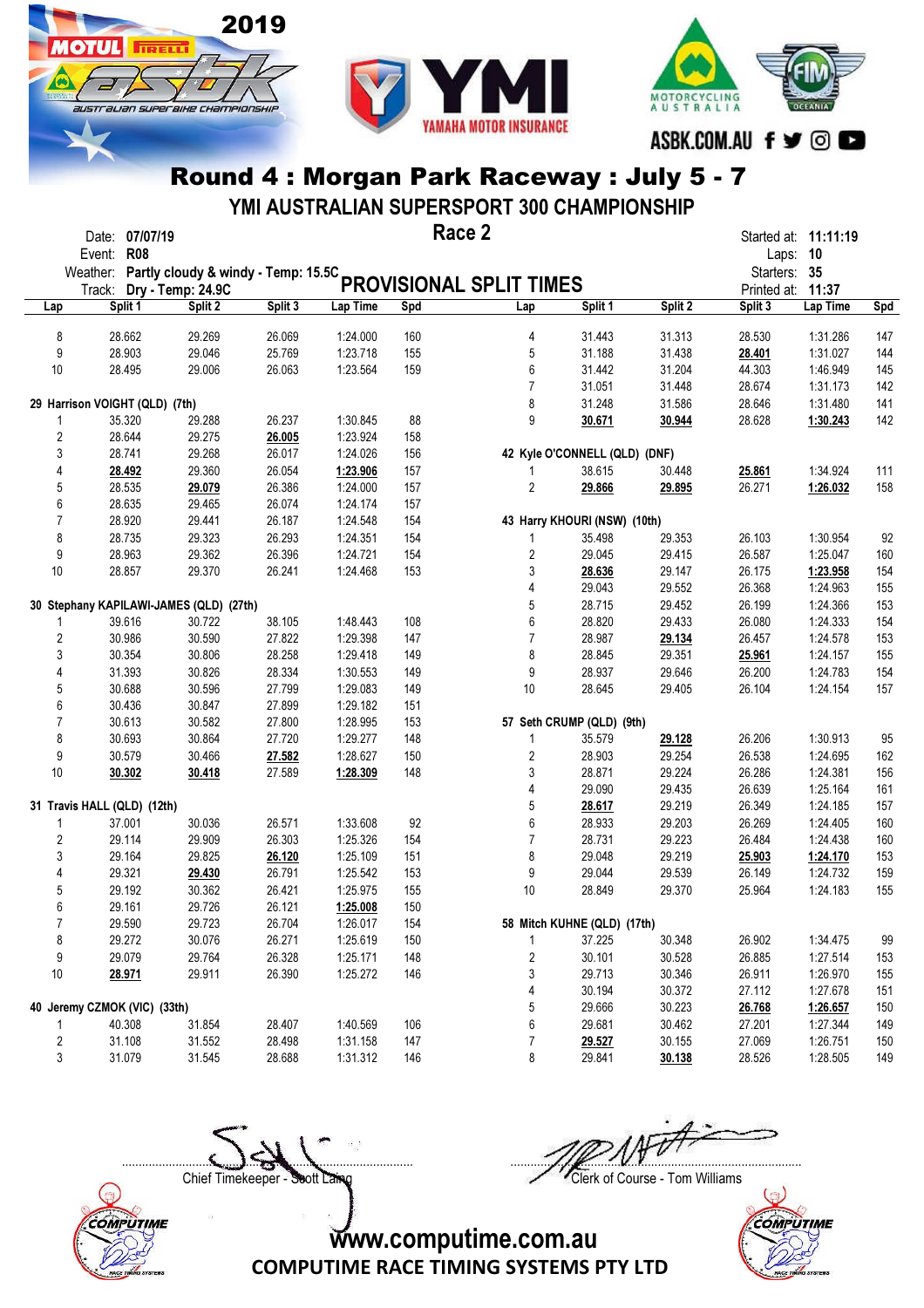# Round 4 : Morgan Park Raceway : July 5 - 7

## YMI AUSTRALIAN SUPERSPORT 300 CHAMPIONSHIP

## Race 2

## PROVISIONAL SPLIT TIMES

Date: **07/07/19**
Event: **R08**
Weather: **Partly cloudy & windy - Temp: 15.5C**
Track: **Dry - Temp: 24.9C**

Started at: **11:11:19**
Laps: **10**
Starters: **35**
Printed at: **11:37**

| Lap | Split 1 | Split 2 | Split 3 | Lap Time | Spd |
|---|---|---|---|---|---|
| 8 | 28.662 | 29.269 | 26.069 | 1:24.000 | 160 |
| 9 | 28.903 | 29.046 | 25.769 | 1:23.718 | 155 |
| 10 | 28.495 | 29.006 | 26.063 | 1:23.564 | 159 |

**29 Harrison VOIGHT (QLD) (7th)**

| Lap | Split 1 | Split 2 | Split 3 | Lap Time | Spd |
|---|---|---|---|---|---|
| 1 | 35.320 | 29.288 | 26.237 | 1:30.845 | 88 |
| 2 | 28.644 | 29.275 | **26.005** | 1:23.924 | 158 |
| 3 | 28.741 | 29.268 | 26.017 | 1:24.026 | 156 |
| 4 | **28.492** | 29.360 | 26.054 | **1:23.906** | 157 |
| 5 | 28.535 | **29.079** | 26.386 | 1:24.000 | 157 |
| 6 | 28.635 | 29.465 | 26.074 | 1:24.174 | 157 |
| 7 | 28.920 | 29.441 | 26.187 | 1:24.548 | 154 |
| 8 | 28.735 | 29.323 | 26.293 | 1:24.351 | 154 |
| 9 | 28.963 | 29.362 | 26.396 | 1:24.721 | 154 |
| 10 | 28.857 | 29.370 | 26.241 | 1:24.468 | 153 |

**30 Stephany KAPILAWI-JAMES (QLD) (27th)**

| Lap | Split 1 | Split 2 | Split 3 | Lap Time | Spd |
|---|---|---|---|---|---|
| 1 | 39.616 | 30.722 | 38.105 | 1:48.443 | 108 |
| 2 | 30.986 | 30.590 | 27.822 | 1:29.398 | 147 |
| 3 | 30.354 | 30.806 | 28.258 | 1:29.418 | 149 |
| 4 | 31.393 | 30.826 | 28.334 | 1:30.553 | 149 |
| 5 | 30.688 | 30.596 | 27.799 | 1:29.083 | 149 |
| 6 | 30.436 | 30.847 | 27.899 | 1:29.182 | 151 |
| 7 | 30.613 | 30.582 | 27.800 | 1:28.995 | 153 |
| 8 | 30.693 | 30.864 | 27.720 | 1:29.277 | 148 |
| 9 | 30.579 | 30.466 | **27.582** | 1:28.627 | 150 |
| 10 | **30.302** | **30.418** | 27.589 | **1:28.309** | 148 |

**31 Travis HALL (QLD) (12th)**

| Lap | Split 1 | Split 2 | Split 3 | Lap Time | Spd |
|---|---|---|---|---|---|
| 1 | 37.001 | 30.036 | 26.571 | 1:33.608 | 92 |
| 2 | 29.114 | 29.909 | 26.303 | 1:25.326 | 154 |
| 3 | 29.164 | 29.825 | **26.120** | 1:25.109 | 151 |
| 4 | 29.321 | **29.430** | 26.791 | 1:25.542 | 153 |
| 5 | 29.192 | 30.362 | 26.421 | 1:25.975 | 155 |
| 6 | 29.161 | 29.726 | 26.121 | **1:25.008** | 150 |
| 7 | 29.590 | 29.723 | 26.704 | 1:26.017 | 154 |
| 8 | 29.272 | 30.076 | 26.271 | 1:25.619 | 150 |
| 9 | 29.079 | 29.764 | 26.328 | 1:25.171 | 148 |
| 10 | **28.971** | 29.911 | 26.390 | 1:25.272 | 146 |

**40 Jeremy CZMOK (VIC) (33th)**

| Lap | Split 1 | Split 2 | Split 3 | Lap Time | Spd |
|---|---|---|---|---|---|
| 1 | 40.308 | 31.854 | 28.407 | 1:40.569 | 106 |
| 2 | 31.108 | 31.552 | 28.498 | 1:31.158 | 147 |
| 3 | 31.079 | 31.545 | 28.688 | 1:31.312 | 146 |
| 4 | 31.443 | 31.313 | 28.530 | 1:31.286 | 147 |
| 5 | 31.188 | 31.438 | **28.401** | 1:31.027 | 144 |
| 6 | 31.442 | 31.204 | 44.303 | 1:46.949 | 145 |
| 7 | 31.051 | 31.448 | 28.674 | 1:31.173 | 142 |
| 8 | 31.248 | 31.586 | 28.646 | 1:31.480 | 141 |
| 9 | **30.671** | **30.944** | 28.628 | **1:30.243** | 142 |

**42 Kyle O'CONNELL (QLD) (DNF)**

| Lap | Split 1 | Split 2 | Split 3 | Lap Time | Spd |
|---|---|---|---|---|---|
| 1 | 38.615 | 30.448 | **25.861** | 1:34.924 | 111 |
| 2 | **29.866** | **29.895** | 26.271 | **1:26.032** | 158 |

**43 Harry KHOURI (NSW) (10th)**

| Lap | Split 1 | Split 2 | Split 3 | Lap Time | Spd |
|---|---|---|---|---|---|
| 1 | 35.498 | 29.353 | 26.103 | 1:30.954 | 92 |
| 2 | 29.045 | 29.415 | 26.587 | 1:25.047 | 160 |
| 3 | **28.636** | 29.147 | 26.175 | **1:23.958** | 154 |
| 4 | 29.043 | 29.552 | 26.368 | 1:24.963 | 155 |
| 5 | 28.715 | 29.452 | 26.199 | 1:24.366 | 153 |
| 6 | 28.820 | 29.433 | 26.080 | 1:24.333 | 154 |
| 7 | 28.987 | **29.134** | 26.457 | 1:24.578 | 153 |
| 8 | 28.845 | 29.351 | **25.961** | 1:24.157 | 155 |
| 9 | 28.937 | 29.646 | 26.200 | 1:24.783 | 154 |
| 10 | 28.645 | 29.405 | 26.104 | 1:24.154 | 157 |

**57 Seth CRUMP (QLD) (9th)**

| Lap | Split 1 | Split 2 | Split 3 | Lap Time | Spd |
|---|---|---|---|---|---|
| 1 | 35.579 | **29.128** | 26.206 | 1:30.913 | 95 |
| 2 | 28.903 | 29.254 | 26.538 | 1:24.695 | 162 |
| 3 | 28.871 | 29.224 | 26.286 | 1:24.381 | 156 |
| 4 | 29.090 | 29.435 | 26.639 | 1:25.164 | 161 |
| 5 | **28.617** | 29.219 | 26.349 | 1:24.185 | 157 |
| 6 | 28.933 | 29.203 | 26.269 | 1:24.405 | 160 |
| 7 | 28.731 | 29.223 | 26.484 | 1:24.438 | 160 |
| 8 | 29.048 | 29.219 | **25.903** | **1:24.170** | 153 |
| 9 | 29.044 | 29.539 | 26.149 | 1:24.732 | 159 |
| 10 | 28.849 | 29.370 | 25.964 | 1:24.183 | 155 |

**58 Mitch KUHNE (QLD) (17th)**

| Lap | Split 1 | Split 2 | Split 3 | Lap Time | Spd |
|---|---|---|---|---|---|
| 1 | 37.225 | 30.348 | 26.902 | 1:34.475 | 99 |
| 2 | 30.101 | 30.528 | 26.885 | 1:27.514 | 153 |
| 3 | 29.713 | 30.346 | 26.911 | 1:26.970 | 155 |
| 4 | 30.194 | 30.372 | 27.112 | 1:27.678 | 151 |
| 5 | 29.666 | 30.223 | **26.768** | **1:26.657** | 150 |
| 6 | 29.681 | 30.462 | 27.201 | 1:27.344 | 149 |
| 7 | **29.527** | 30.155 | 27.069 | 1:26.751 | 150 |
| 8 | 29.841 | **30.138** | 28.526 | 1:28.505 | 149 |

Chief Timekeeper - Scott Laing

Clerk of Course - Tom Williams

www.computime.com.au
COMPUTIME RACE TIMING SYSTEMS PTY LTD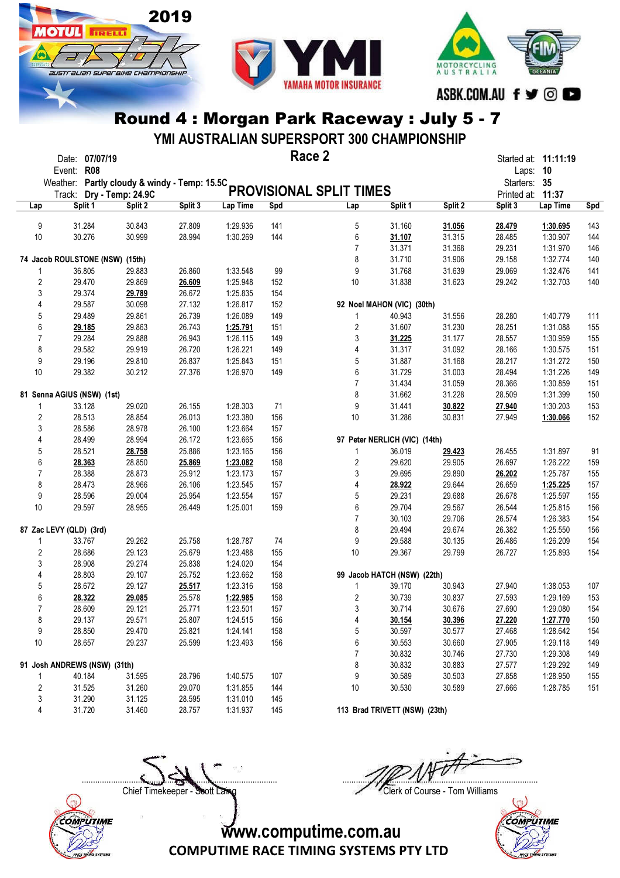# Round 4 : Morgan Park Raceway : July 5 - 7

## YMI AUSTRALIAN SUPERSPORT 300 CHAMPIONSHIP

**Race 2**

Date: **07/07/19**
Event: **R08**
Weather: **Partly cloudy & windy - Temp: 15.5C**
Track: **Dry - Temp: 24.9C**

**PROVISIONAL SPLIT TIMES**

Started at: **11:11:19**
Laps: **10**
Starters: **35**
Printed at: **11:37**

| Lap | Split 1 | Split 2 | Split 3 | Lap Time | Spd |
|---|---|---|---|---|---|
| 9 | 31.284 | 30.843 | 27.809 | 1:29.936 | 141 |
| 10 | 30.276 | 30.999 | 28.994 | 1:30.269 | 144 |

**74 Jacob ROULSTONE (NSW) (15th)**

| Lap | Split 1 | Split 2 | Split 3 | Lap Time | Spd |
|---|---|---|---|---|---|
| 1 | 36.805 | 29.883 | 26.860 | 1:33.548 | 99 |
| 2 | 29.470 | 29.869 | **26.609** | 1:25.948 | 152 |
| 3 | 29.374 | **29.789** | 26.672 | 1:25.835 | 154 |
| 4 | 29.587 | 30.098 | 27.132 | 1:26.817 | 152 |
| 5 | 29.489 | 29.861 | 26.739 | 1:26.089 | 149 |
| 6 | **29.185** | 29.863 | 26.743 | **1:25.791** | 151 |
| 7 | 29.284 | 29.888 | 26.943 | 1:26.115 | 149 |
| 8 | 29.582 | 29.919 | 26.720 | 1:26.221 | 149 |
| 9 | 29.196 | 29.810 | 26.837 | 1:25.843 | 151 |
| 10 | 29.382 | 30.212 | 27.376 | 1:26.970 | 149 |

**81 Senna AGIUS (NSW) (1st)**

| Lap | Split 1 | Split 2 | Split 3 | Lap Time | Spd |
|---|---|---|---|---|---|
| 1 | 33.128 | 29.020 | 26.155 | 1:28.303 | 71 |
| 2 | 28.513 | 28.854 | 26.013 | 1:23.380 | 156 |
| 3 | 28.586 | 28.978 | 26.100 | 1:23.664 | 157 |
| 4 | 28.499 | 28.994 | 26.172 | 1:23.665 | 156 |
| 5 | 28.521 | **28.758** | 25.886 | 1:23.165 | 156 |
| 6 | **28.363** | 28.850 | **25.869** | **1:23.082** | 158 |
| 7 | 28.388 | 28.873 | 25.912 | 1:23.173 | 157 |
| 8 | 28.473 | 28.966 | 26.106 | 1:23.545 | 157 |
| 9 | 28.596 | 29.004 | 25.954 | 1:23.554 | 157 |
| 10 | 29.597 | 28.955 | 26.449 | 1:25.001 | 159 |

**87 Zac LEVY (QLD) (3rd)**

| Lap | Split 1 | Split 2 | Split 3 | Lap Time | Spd |
|---|---|---|---|---|---|
| 1 | 33.767 | 29.262 | 25.758 | 1:28.787 | 74 |
| 2 | 28.686 | 29.123 | 25.679 | 1:23.488 | 155 |
| 3 | 28.908 | 29.274 | 25.838 | 1:24.020 | 154 |
| 4 | 28.803 | 29.107 | 25.752 | 1:23.662 | 158 |
| 5 | 28.672 | 29.127 | **25.517** | 1:23.316 | 158 |
| 6 | **28.322** | **29.085** | 25.578 | **1:22.985** | 158 |
| 7 | 28.609 | 29.121 | 25.771 | 1:23.501 | 157 |
| 8 | 29.137 | 29.571 | 25.807 | 1:24.515 | 156 |
| 9 | 28.850 | 29.470 | 25.821 | 1:24.141 | 158 |
| 10 | 28.657 | 29.237 | 25.599 | 1:23.493 | 156 |

**91 Josh ANDREWS (NSW) (31th)**

| Lap | Split 1 | Split 2 | Split 3 | Lap Time | Spd |
|---|---|---|---|---|---|
| 1 | 40.184 | 31.595 | 28.796 | 1:40.575 | 107 |
| 2 | 31.525 | 31.260 | 29.070 | 1:31.855 | 144 |
| 3 | 31.290 | 31.125 | 28.595 | 1:31.010 | 145 |
| 4 | 31.720 | 31.460 | 28.757 | 1:31.937 | 145 |
| 5 | 31.160 | **31.056** | **28.479** | **1:30.695** | 143 |
| 6 | **31.107** | 31.315 | 28.485 | 1:30.907 | 144 |
| 7 | 31.371 | 31.368 | 29.231 | 1:31.970 | 146 |
| 8 | 31.710 | 31.906 | 29.158 | 1:32.774 | 140 |
| 9 | 31.768 | 31.639 | 29.069 | 1:32.476 | 141 |
| 10 | 31.838 | 31.623 | 29.242 | 1:32.703 | 140 |

**92 Noel MAHON (VIC) (30th)**

| Lap | Split 1 | Split 2 | Split 3 | Lap Time | Spd |
|---|---|---|---|---|---|
| 1 | 40.943 | 31.556 | 28.280 | 1:40.779 | 111 |
| 2 | 31.607 | 31.230 | 28.251 | 1:31.088 | 155 |
| 3 | **31.225** | 31.177 | 28.557 | 1:30.959 | 155 |
| 4 | 31.317 | 31.092 | 28.166 | 1:30.575 | 151 |
| 5 | 31.887 | 31.168 | 28.217 | 1:31.272 | 150 |
| 6 | 31.729 | 31.003 | 28.494 | 1:31.226 | 149 |
| 7 | 31.434 | 31.059 | 28.366 | 1:30.859 | 151 |
| 8 | 31.662 | 31.228 | 28.509 | 1:31.399 | 150 |
| 9 | 31.441 | **30.822** | **27.940** | 1:30.203 | 153 |
| 10 | 31.286 | 30.831 | 27.949 | **1:30.066** | 152 |

**97 Peter NERLICH (VIC) (14th)**

| Lap | Split 1 | Split 2 | Split 3 | Lap Time | Spd |
|---|---|---|---|---|---|
| 1 | 36.019 | **29.423** | 26.455 | 1:31.897 | 91 |
| 2 | 29.620 | 29.905 | 26.697 | 1:26.222 | 159 |
| 3 | 29.695 | 29.890 | **26.202** | 1:25.787 | 155 |
| 4 | **28.922** | 29.644 | 26.659 | **1:25.225** | 157 |
| 5 | 29.231 | 29.688 | 26.678 | 1:25.597 | 155 |
| 6 | 29.704 | 29.567 | 26.544 | 1:25.815 | 156 |
| 7 | 30.103 | 29.706 | 26.574 | 1:26.383 | 154 |
| 8 | 29.494 | 29.674 | 26.382 | 1:25.550 | 156 |
| 9 | 29.588 | 30.135 | 26.486 | 1:26.209 | 154 |
| 10 | 29.367 | 29.799 | 26.727 | 1:25.893 | 154 |

**99 Jacob HATCH (NSW) (22th)**

| Lap | Split 1 | Split 2 | Split 3 | Lap Time | Spd |
|---|---|---|---|---|---|
| 1 | 39.170 | 30.943 | 27.940 | 1:38.053 | 107 |
| 2 | 30.739 | 30.837 | 27.593 | 1:29.169 | 153 |
| 3 | 30.714 | 30.676 | 27.690 | 1:29.080 | 154 |
| 4 | **30.154** | **30.396** | **27.220** | **1:27.770** | 150 |
| 5 | 30.597 | 30.577 | 27.468 | 1:28.642 | 154 |
| 6 | 30.553 | 30.660 | 27.905 | 1:29.118 | 149 |
| 7 | 30.832 | 30.746 | 27.730 | 1:29.308 | 149 |
| 8 | 30.832 | 30.883 | 27.577 | 1:29.292 | 149 |
| 9 | 30.589 | 30.503 | 27.858 | 1:28.950 | 155 |
| 10 | 30.530 | 30.589 | 27.666 | 1:28.785 | 151 |

**113 Brad TRIVETT (NSW) (23th)**

Chief Timekeeper - Scott Laing

Clerk of Course - Tom Williams

www.computime.com.au
COMPUTIME RACE TIMING SYSTEMS PTY LTD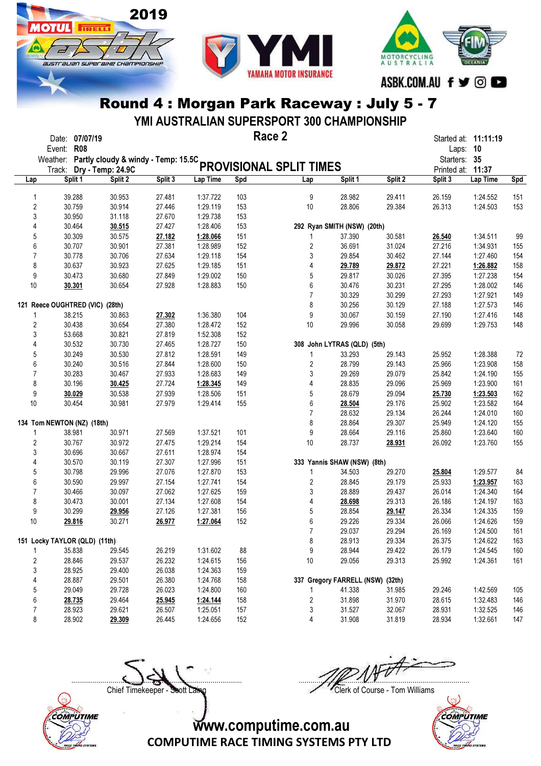# Round 4 : Morgan Park Raceway : July 5 - 7

## YMI AUSTRALIAN SUPERSPORT 300 CHAMPIONSHIP

### Race 2

Date: **07/07/19**
Event: **R08**
Weather: **Partly cloudy & windy - Temp: 15.5C**
Track: **Dry - Temp: 24.9C**

Started at: **11:11:19**
Laps: **10**
Starters: **35**
Printed at: **11:37**

## PROVISIONAL SPLIT TIMES

| Lap | Split 1 | Split 2 | Split 3 | Lap Time | Spd |
|---|---|---|---|---|---|
| 1 | 39.288 | 30.953 | 27.481 | 1:37.722 | 103 |
| 2 | 30.759 | 30.914 | 27.446 | 1:29.119 | 153 |
| 3 | 30.950 | 31.118 | 27.670 | 1:29.738 | 153 |
| 4 | 30.464 | **30.515** | 27.427 | 1:28.406 | 153 |
| 5 | 30.309 | 30.575 | **27.182** | **1:28.066** | 151 |
| 6 | 30.707 | 30.901 | 27.381 | 1:28.989 | 152 |
| 7 | 30.778 | 30.706 | 27.634 | 1:29.118 | 154 |
| 8 | 30.637 | 30.923 | 27.625 | 1:29.185 | 151 |
| 9 | 30.473 | 30.680 | 27.849 | 1:29.002 | 150 |
| 10 | **30.301** | 30.654 | 27.928 | 1:28.883 | 150 |

**121 Reece OUGHTRED (VIC) (28th)**

| Lap | Split 1 | Split 2 | Split 3 | Lap Time | Spd |
|---|---|---|---|---|---|
| 1 | 38.215 | 30.863 | **27.302** | 1:36.380 | 104 |
| 2 | 30.438 | 30.654 | 27.380 | 1:28.472 | 152 |
| 3 | 53.668 | 30.821 | 27.819 | 1:52.308 | 152 |
| 4 | 30.532 | 30.730 | 27.465 | 1:28.727 | 150 |
| 5 | 30.249 | 30.530 | 27.812 | 1:28.591 | 149 |
| 6 | 30.240 | 30.516 | 27.844 | 1:28.600 | 150 |
| 7 | 30.283 | 30.467 | 27.933 | 1:28.683 | 149 |
| 8 | 30.196 | **30.425** | 27.724 | **1:28.345** | 149 |
| 9 | **30.029** | 30.538 | 27.939 | 1:28.506 | 151 |
| 10 | 30.454 | 30.981 | 27.979 | 1:29.414 | 155 |

**134 Tom NEWTON (NZ) (18th)**

| Lap | Split 1 | Split 2 | Split 3 | Lap Time | Spd |
|---|---|---|---|---|---|
| 1 | 38.981 | 30.971 | 27.569 | 1:37.521 | 101 |
| 2 | 30.767 | 30.972 | 27.475 | 1:29.214 | 154 |
| 3 | 30.696 | 30.667 | 27.611 | 1:28.974 | 154 |
| 4 | 30.570 | 30.119 | 27.307 | 1:27.996 | 151 |
| 5 | 30.798 | 29.996 | 27.076 | 1:27.870 | 153 |
| 6 | 30.590 | 29.997 | 27.154 | 1:27.741 | 154 |
| 7 | 30.466 | 30.097 | 27.062 | 1:27.625 | 159 |
| 8 | 30.473 | 30.001 | 27.134 | 1:27.608 | 154 |
| 9 | 30.299 | **29.956** | 27.126 | 1:27.381 | 156 |
| 10 | **29.816** | 30.271 | **26.977** | **1:27.064** | 152 |

**151 Locky TAYLOR (QLD) (11th)**

| Lap | Split 1 | Split 2 | Split 3 | Lap Time | Spd |
|---|---|---|---|---|---|
| 1 | 35.838 | 29.545 | 26.219 | 1:31.602 | 88 |
| 2 | 28.846 | 29.537 | 26.232 | 1:24.615 | 156 |
| 3 | 28.925 | 29.400 | 26.038 | 1:24.363 | 159 |
| 4 | 28.887 | 29.501 | 26.380 | 1:24.768 | 158 |
| 5 | 29.049 | 29.728 | 26.023 | 1:24.800 | 160 |
| 6 | **28.735** | 29.464 | **25.945** | **1:24.144** | 158 |
| 7 | 28.923 | 29.621 | 26.507 | 1:25.051 | 157 |
| 8 | 28.902 | **29.309** | 26.445 | 1:24.656 | 152 |
| 9 | 28.982 | 29.411 | 26.159 | 1:24.552 | 151 |
| 10 | 28.806 | 29.384 | 26.313 | 1:24.503 | 153 |

**292 Ryan SMITH (NSW) (20th)**

| Lap | Split 1 | Split 2 | Split 3 | Lap Time | Spd |
|---|---|---|---|---|---|
| 1 | 37.390 | 30.581 | **26.540** | 1:34.511 | 99 |
| 2 | 36.691 | 31.024 | 27.216 | 1:34.931 | 155 |
| 3 | 29.854 | 30.462 | 27.144 | 1:27.460 | 154 |
| 4 | **29.789** | **29.872** | 27.221 | **1:26.882** | 158 |
| 5 | 29.817 | 30.026 | 27.395 | 1:27.238 | 154 |
| 6 | 30.476 | 30.231 | 27.295 | 1:28.002 | 146 |
| 7 | 30.329 | 30.299 | 27.293 | 1:27.921 | 149 |
| 8 | 30.256 | 30.129 | 27.188 | 1:27.573 | 146 |
| 9 | 30.067 | 30.159 | 27.190 | 1:27.416 | 148 |
| 10 | 29.996 | 30.058 | 29.699 | 1:29.753 | 148 |

**308 John LYTRAS (QLD) (5th)**

| Lap | Split 1 | Split 2 | Split 3 | Lap Time | Spd |
|---|---|---|---|---|---|
| 1 | 33.293 | 29.143 | 25.952 | 1:28.388 | 72 |
| 2 | 28.799 | 29.143 | 25.966 | 1:23.908 | 158 |
| 3 | 29.269 | 29.079 | 25.842 | 1:24.190 | 155 |
| 4 | 28.835 | 29.096 | 25.969 | 1:23.900 | 161 |
| 5 | 28.679 | 29.094 | **25.730** | **1:23.503** | 162 |
| 6 | **28.504** | 29.176 | 25.902 | 1:23.582 | 164 |
| 7 | 28.632 | 29.134 | 26.244 | 1:24.010 | 160 |
| 8 | 28.864 | 29.307 | 25.949 | 1:24.120 | 155 |
| 9 | 28.664 | 29.116 | 25.860 | 1:23.640 | 160 |
| 10 | 28.737 | **28.931** | 26.092 | 1:23.760 | 155 |

**333 Yannis SHAW (NSW) (8th)**

| Lap | Split 1 | Split 2 | Split 3 | Lap Time | Spd |
|---|---|---|---|---|---|
| 1 | 34.503 | 29.270 | **25.804** | 1:29.577 | 84 |
| 2 | 28.845 | 29.179 | 25.933 | **1:23.957** | 163 |
| 3 | 28.889 | 29.437 | 26.014 | 1:24.340 | 164 |
| 4 | **28.698** | 29.313 | 26.186 | 1:24.197 | 163 |
| 5 | 28.854 | **29.147** | 26.334 | 1:24.335 | 159 |
| 6 | 29.226 | 29.334 | 26.066 | 1:24.626 | 159 |
| 7 | 29.037 | 29.294 | 26.169 | 1:24.500 | 161 |
| 8 | 28.913 | 29.334 | 26.375 | 1:24.622 | 163 |
| 9 | 28.944 | 29.422 | 26.179 | 1:24.545 | 160 |
| 10 | 29.056 | 29.313 | 25.992 | 1:24.361 | 161 |

**337 Gregory FARRELL (NSW) (32th)**

| Lap | Split 1 | Split 2 | Split 3 | Lap Time | Spd |
|---|---|---|---|---|---|
| 1 | 41.338 | 31.985 | 29.246 | 1:42.569 | 105 |
| 2 | 31.898 | 31.970 | 28.615 | 1:32.483 | 146 |
| 3 | 31.527 | 32.067 | 28.931 | 1:32.525 | 146 |
| 4 | 31.908 | 31.819 | 28.934 | 1:32.661 | 147 |

Chief Timekeeper - Scott Laing

Clerk of Course - Tom Williams

www.computime.com.au
COMPUTIME RACE TIMING SYSTEMS PTY LTD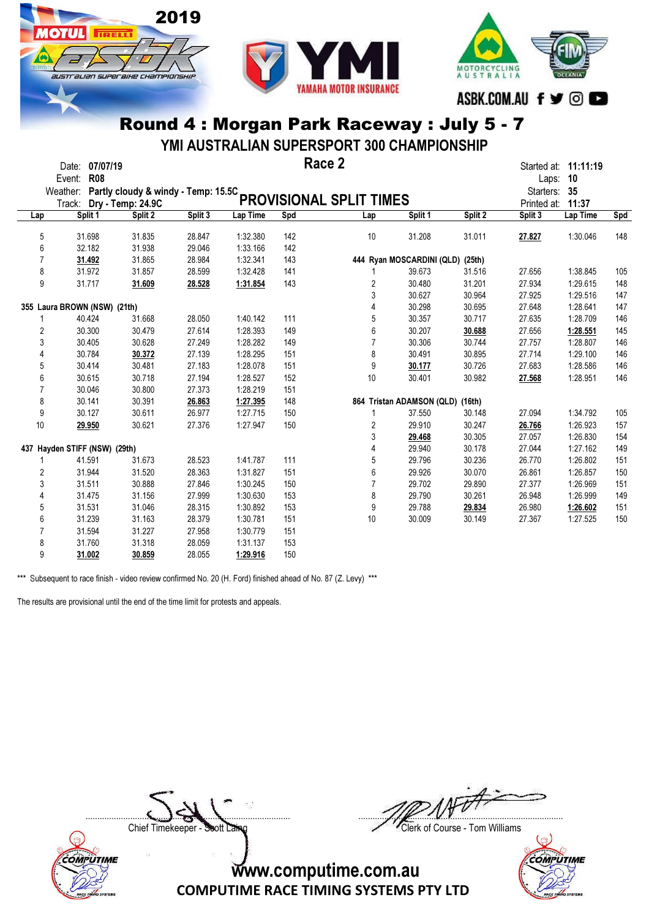# Round 4 : Morgan Park Raceway : July 5 - 7

## YMI AUSTRALIAN SUPERSPORT 300 CHAMPIONSHIP

Date: 07/07/19
Event: R08
Weather: Partly cloudy & windy - Temp: 15.5C
Track: Dry - Temp: 24.9C

**Race 2**

**PROVISIONAL SPLIT TIMES**

Started at: 11:11:19
Laps: 10
Starters: 35
Printed at: 11:37

| Lap | Split 1 | Split 2 | Split 3 | Lap Time | Spd |
|---|---|---|---|---|---|
| 5 | 31.698 | 31.835 | 28.847 | 1:32.380 | 142 |
| 6 | 32.182 | 31.938 | 29.046 | 1:33.166 | 142 |
| 7 | **31.492** | 31.865 | 28.984 | 1:32.341 | 143 |
| 8 | 31.972 | 31.857 | 28.599 | 1:32.428 | 141 |
| 9 | 31.717 | **31.609** | **28.528** | **1:31.854** | 143 |
| **355 Laura BROWN (NSW) (21th)** | | | | | |
| 1 | 40.424 | 31.668 | 28.050 | 1:40.142 | 111 |
| 2 | 30.300 | 30.479 | 27.614 | 1:28.393 | 149 |
| 3 | 30.405 | 30.628 | 27.249 | 1:28.282 | 149 |
| 4 | 30.784 | **30.372** | 27.139 | 1:28.295 | 151 |
| 5 | 30.414 | 30.481 | 27.183 | 1:28.078 | 151 |
| 6 | 30.615 | 30.718 | 27.194 | 1:28.527 | 152 |
| 7 | 30.046 | 30.800 | 27.373 | 1:28.219 | 151 |
| 8 | 30.141 | 30.391 | **26.863** | **1:27.395** | 148 |
| 9 | 30.127 | 30.611 | 26.977 | 1:27.715 | 150 |
| 10 | **29.950** | 30.621 | 27.376 | 1:27.947 | 150 |
| **437 Hayden STIFF (NSW) (29th)** | | | | | |
| 1 | 41.591 | 31.673 | 28.523 | 1:41.787 | 111 |
| 2 | 31.944 | 31.520 | 28.363 | 1:31.827 | 151 |
| 3 | 31.511 | 30.888 | 27.846 | 1:30.245 | 150 |
| 4 | 31.475 | 31.156 | 27.999 | 1:30.630 | 153 |
| 5 | 31.531 | 31.046 | 28.315 | 1:30.892 | 153 |
| 6 | 31.239 | 31.163 | 28.379 | 1:30.781 | 151 |
| 7 | 31.594 | 31.227 | 27.958 | 1:30.779 | 151 |
| 8 | 31.760 | 31.318 | 28.059 | 1:31.137 | 153 |
| 9 | **31.002** | **30.859** | 28.055 | **1:29.916** | 150 |
| 10 | 31.208 | 31.011 | **27.827** | 1:30.046 | 148 |
| **444 Ryan MOSCARDINI (QLD) (25th)** | | | | | |
| 1 | 39.673 | 31.516 | 27.656 | 1:38.845 | 105 |
| 2 | 30.480 | 31.201 | 27.934 | 1:29.615 | 148 |
| 3 | 30.627 | 30.964 | 27.925 | 1:29.516 | 147 |
| 4 | 30.298 | 30.695 | 27.648 | 1:28.641 | 147 |
| 5 | 30.357 | 30.717 | 27.635 | 1:28.709 | 146 |
| 6 | 30.207 | **30.688** | 27.656 | **1:28.551** | 145 |
| 7 | 30.306 | 30.744 | 27.757 | 1:28.807 | 146 |
| 8 | 30.491 | 30.895 | 27.714 | 1:29.100 | 146 |
| 9 | **30.177** | 30.726 | 27.683 | 1:28.586 | 146 |
| 10 | 30.401 | 30.982 | **27.568** | 1:28.951 | 146 |
| **864 Tristan ADAMSON (QLD) (16th)** | | | | | |
| 1 | 37.550 | 30.148 | 27.094 | 1:34.792 | 105 |
| 2 | 29.910 | 30.247 | **26.766** | 1:26.923 | 157 |
| 3 | **29.468** | 30.305 | 27.057 | 1:26.830 | 154 |
| 4 | 29.940 | 30.178 | 27.044 | 1:27.162 | 149 |
| 5 | 29.796 | 30.236 | 26.770 | 1:26.802 | 151 |
| 6 | 29.926 | 30.070 | 26.861 | 1:26.857 | 150 |
| 7 | 29.702 | 29.890 | 27.377 | 1:26.969 | 151 |
| 8 | 29.790 | 30.261 | 26.948 | 1:26.999 | 149 |
| 9 | 29.788 | **29.834** | 26.980 | **1:26.602** | 151 |
| 10 | 30.009 | 30.149 | 27.367 | 1:27.525 | 150 |

*** Subsequent to race finish - video review confirmed No. 20 (H. Ford) finished ahead of No. 87 (Z. Levy) ***

The results are provisional until the end of the time limit for protests and appeals.

Chief Timekeeper - Scott Laing

Clerk of Course - Tom Williams

www.computime.com.au
COMPUTIME RACE TIMING SYSTEMS PTY LTD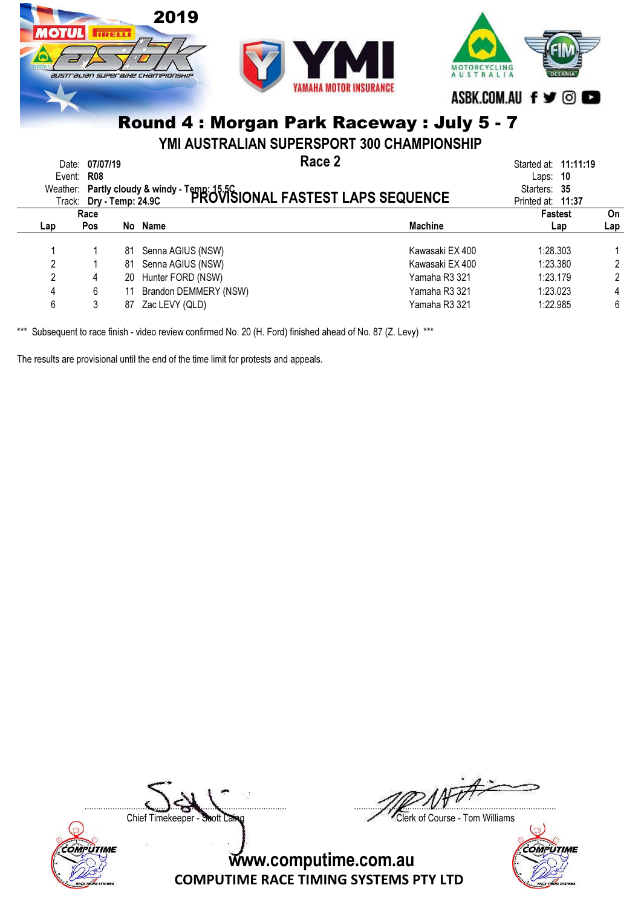# Round 4 : Morgan Park Raceway : July 5 - 7

## YMI AUSTRALIAN SUPERSPORT 300 CHAMPIONSHIP

## Race 2

## PROVISIONAL FASTEST LAPS SEQUENCE

Date: **07/07/19**
Event: **R08**
Weather: **Partly cloudy & windy - Temp: 15.5C**
Track: **Dry - Temp: 24.9C**

Started at: **11:11:19**
Laps: **10**
Starters: **35**
Printed at: **11:37**

| Lap | Race Pos | No | Name | Machine | Fastest Lap | On Lap |
|---|---|---|---|---|---|---|
| 1 | 1 | 81 | Senna AGIUS (NSW) | Kawasaki EX 400 | 1:28.303 | 1 |
| 2 | 1 | 81 | Senna AGIUS (NSW) | Kawasaki EX 400 | 1:23.380 | 2 |
| 2 | 4 | 20 | Hunter FORD (NSW) | Yamaha R3 321 | 1:23.179 | 2 |
| 4 | 6 | 11 | Brandon DEMMERY (NSW) | Yamaha R3 321 | 1:23.023 | 4 |
| 6 | 3 | 87 | Zac LEVY (QLD) | Yamaha R3 321 | 1:22.985 | 6 |

*** Subsequent to race finish - video review confirmed No. 20 (H. Ford) finished ahead of No. 87 (Z. Levy) ***

The results are provisional until the end of the time limit for protests and appeals.

Chief Timekeeper - Scott Laing

Clerk of Course - Tom Williams

www.computime.com.au

COMPUTIME RACE TIMING SYSTEMS PTY LTD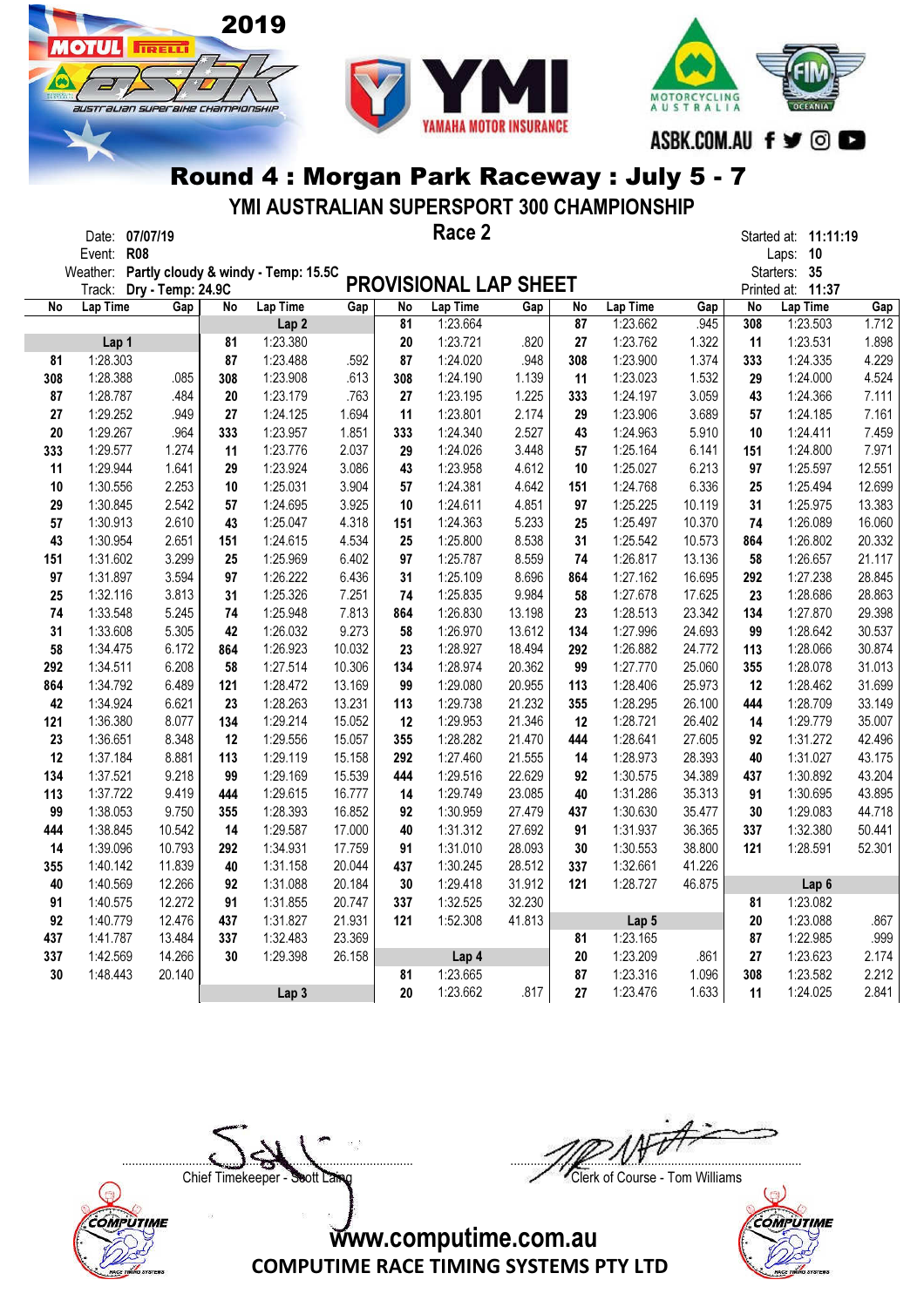2019 Motul Pirelli ASBK Australian Superbike Championship

YMI Yamaha Motor Insurance

Motorcycling Australia — FIM Oceania

ASBK.COM.AU

# Round 4 : Morgan Park Raceway : July 5 - 7

## YMI AUSTRALIAN SUPERSPORT 300 CHAMPIONSHIP

### Race 2

Date: **07/07/19**
Event: **R08**
Weather: **Partly cloudy & windy - Temp: 15.5C**
Track: **Dry - Temp: 24.9C**

Started at: **11:11:19**
Laps: **10**
Starters: **35**
Printed at: **11:37**

## PROVISIONAL LAP SHEET

| No | Lap Time | Gap | No | Lap Time | Gap | No | Lap Time | Gap | No | Lap Time | Gap | No | Lap Time | Gap |
|---|---|---|---|---|---|---|---|---|---|---|---|---|---|---|
| | | | | **Lap 2** | | 81 | 1:23.664 | | 87 | 1:23.662 | .945 | 308 | 1:23.503 | 1.712 |
| | **Lap 1** | | 81 | 1:23.380 | | 20 | 1:23.721 | .820 | 27 | 1:23.762 | 1.322 | 11 | 1:23.531 | 1.898 |
| 81 | 1:28.303 | | 87 | 1:23.488 | .592 | 87 | 1:24.020 | .948 | 308 | 1:23.900 | 1.374 | 333 | 1:24.335 | 4.229 |
| 308 | 1:28.388 | .085 | 308 | 1:23.908 | .613 | 308 | 1:24.190 | 1.139 | 11 | 1:23.023 | 1.532 | 29 | 1:24.000 | 4.524 |
| 87 | 1:28.787 | .484 | 20 | 1:23.179 | .763 | 27 | 1:23.195 | 1.225 | 333 | 1:24.197 | 3.059 | 43 | 1:24.366 | 7.111 |
| 27 | 1:29.252 | .949 | 27 | 1:24.125 | 1.694 | 11 | 1:23.801 | 2.174 | 29 | 1:23.906 | 3.689 | 57 | 1:24.185 | 7.161 |
| 20 | 1:29.267 | .964 | 333 | 1:23.957 | 1.851 | 333 | 1:24.340 | 2.527 | 43 | 1:24.963 | 5.910 | 10 | 1:24.411 | 7.459 |
| 333 | 1:29.577 | 1.274 | 11 | 1:23.776 | 2.037 | 29 | 1:24.026 | 3.448 | 57 | 1:25.164 | 6.141 | 151 | 1:24.800 | 7.971 |
| 11 | 1:29.944 | 1.641 | 29 | 1:23.924 | 3.086 | 43 | 1:23.958 | 4.612 | 10 | 1:25.027 | 6.213 | 97 | 1:25.597 | 12.551 |
| 10 | 1:30.556 | 2.253 | 10 | 1:25.031 | 3.904 | 57 | 1:24.381 | 4.642 | 151 | 1:24.768 | 6.336 | 25 | 1:25.494 | 12.699 |
| 29 | 1:30.845 | 2.542 | 57 | 1:24.695 | 3.925 | 10 | 1:24.611 | 4.851 | 97 | 1:25.225 | 10.119 | 31 | 1:25.975 | 13.383 |
| 57 | 1:30.913 | 2.610 | 43 | 1:25.047 | 4.318 | 151 | 1:24.363 | 5.233 | 25 | 1:25.497 | 10.370 | 74 | 1:26.089 | 16.060 |
| 43 | 1:30.954 | 2.651 | 151 | 1:24.615 | 4.534 | 25 | 1:25.800 | 8.538 | 31 | 1:25.542 | 10.573 | 864 | 1:26.802 | 20.332 |
| 151 | 1:31.602 | 3.299 | 25 | 1:25.969 | 6.402 | 97 | 1:25.787 | 8.559 | 74 | 1:26.817 | 13.136 | 58 | 1:26.657 | 21.117 |
| 97 | 1:31.897 | 3.594 | 97 | 1:26.222 | 6.436 | 31 | 1:25.109 | 8.696 | 864 | 1:27.162 | 16.695 | 292 | 1:27.238 | 28.845 |
| 25 | 1:32.116 | 3.813 | 31 | 1:25.326 | 7.251 | 74 | 1:25.835 | 9.984 | 58 | 1:27.678 | 17.625 | 23 | 1:28.686 | 28.863 |
| 74 | 1:33.548 | 5.245 | 74 | 1:25.948 | 7.813 | 864 | 1:26.830 | 13.198 | 23 | 1:28.513 | 23.342 | 134 | 1:27.870 | 29.398 |
| 31 | 1:33.608 | 5.305 | 42 | 1:26.032 | 9.273 | 58 | 1:26.970 | 13.612 | 134 | 1:27.996 | 24.693 | 99 | 1:28.642 | 30.537 |
| 58 | 1:34.475 | 6.172 | 864 | 1:26.923 | 10.032 | 23 | 1:28.927 | 18.494 | 292 | 1:26.882 | 24.772 | 113 | 1:28.066 | 30.874 |
| 292 | 1:34.511 | 6.208 | 58 | 1:27.514 | 10.306 | 134 | 1:28.974 | 20.362 | 99 | 1:27.770 | 25.060 | 355 | 1:28.078 | 31.013 |
| 864 | 1:34.792 | 6.489 | 121 | 1:28.472 | 13.169 | 99 | 1:29.080 | 20.955 | 113 | 1:28.406 | 25.973 | 12 | 1:28.462 | 31.699 |
| 42 | 1:34.924 | 6.621 | 23 | 1:28.263 | 13.231 | 113 | 1:29.738 | 21.232 | 355 | 1:28.295 | 26.100 | 444 | 1:28.709 | 33.149 |
| 121 | 1:36.380 | 8.077 | 134 | 1:29.214 | 15.052 | 12 | 1:29.953 | 21.346 | 12 | 1:28.721 | 26.402 | 14 | 1:29.779 | 35.007 |
| 23 | 1:36.651 | 8.348 | 12 | 1:29.556 | 15.057 | 355 | 1:28.282 | 21.470 | 444 | 1:28.641 | 27.605 | 92 | 1:31.272 | 42.496 |
| 12 | 1:37.184 | 8.881 | 113 | 1:29.119 | 15.158 | 292 | 1:27.460 | 21.555 | 14 | 1:28.973 | 28.393 | 40 | 1:31.027 | 43.175 |
| 134 | 1:37.521 | 9.218 | 99 | 1:29.169 | 15.539 | 444 | 1:29.516 | 22.629 | 92 | 1:30.575 | 34.389 | 437 | 1:30.892 | 43.204 |
| 113 | 1:37.722 | 9.419 | 444 | 1:29.615 | 16.777 | 14 | 1:29.749 | 23.085 | 40 | 1:31.286 | 35.313 | 91 | 1:30.695 | 43.895 |
| 99 | 1:38.053 | 9.750 | 355 | 1:28.393 | 16.852 | 92 | 1:30.959 | 27.479 | 437 | 1:30.630 | 35.477 | 30 | 1:29.083 | 44.718 |
| 444 | 1:38.845 | 10.542 | 14 | 1:29.587 | 17.000 | 40 | 1:31.312 | 27.692 | 91 | 1:31.937 | 36.365 | 337 | 1:32.380 | 50.441 |
| 14 | 1:39.096 | 10.793 | 292 | 1:34.931 | 17.759 | 91 | 1:31.010 | 28.093 | 30 | 1:30.553 | 38.800 | 121 | 1:28.591 | 52.301 |
| 355 | 1:40.142 | 11.839 | 40 | 1:31.158 | 20.044 | 437 | 1:30.245 | 28.512 | 337 | 1:32.661 | 41.226 | | | |
| 40 | 1:40.569 | 12.266 | 92 | 1:31.088 | 20.184 | 30 | 1:29.418 | 31.912 | 121 | 1:28.727 | 46.875 | | **Lap 6** | |
| 91 | 1:40.575 | 12.272 | 91 | 1:31.855 | 20.747 | 337 | 1:32.525 | 32.230 | | | | 81 | 1:23.082 | |
| 92 | 1:40.779 | 12.476 | 437 | 1:31.827 | 21.931 | 121 | 1:52.308 | 41.813 | | **Lap 5** | | 20 | 1:23.088 | .867 |
| 437 | 1:41.787 | 13.484 | 337 | 1:32.483 | 23.369 | | | | 81 | 1:23.165 | | 87 | 1:22.985 | .999 |
| 337 | 1:42.569 | 14.266 | 30 | 1:29.398 | 26.158 | | **Lap 4** | | 20 | 1:23.209 | .861 | 27 | 1:23.623 | 2.174 |
| 30 | 1:48.443 | 20.140 | | | | 81 | 1:23.665 | | 87 | 1:23.316 | 1.096 | 308 | 1:23.582 | 2.212 |
| | | | | **Lap 3** | | 20 | 1:23.662 | .817 | 27 | 1:23.476 | 1.633 | 11 | 1:24.025 | 2.841 |

Chief Timekeeper - Scott Laing

Clerk of Course - Tom Williams

www.computime.com.au
COMPUTIME RACE TIMING SYSTEMS PTY LTD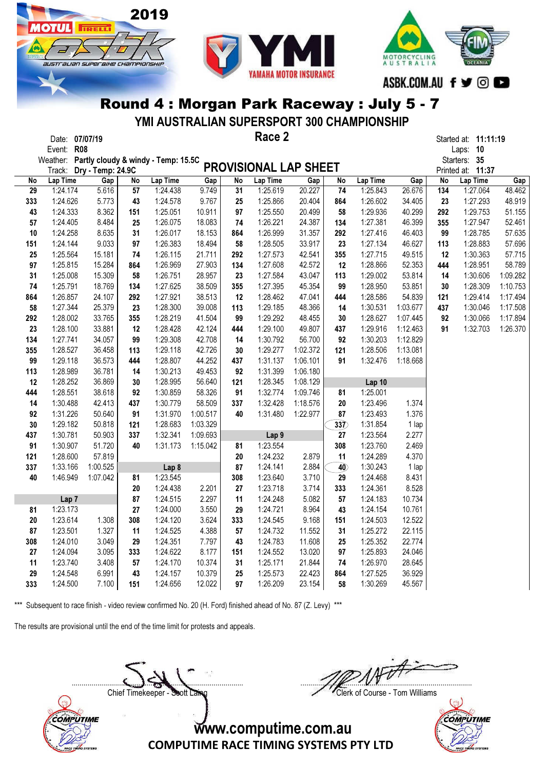# Round 4 : Morgan Park Raceway : July 5 - 7

## YMI AUSTRALIAN SUPERSPORT 300 CHAMPIONSHIP

### Race 2

Date: **07/07/19**
Event: **R08**
Weather: **Partly cloudy & windy - Temp: 15.5C**
Track: **Dry - Temp: 24.9C**

## PROVISIONAL LAP SHEET

Started at: **11:11:19**
Laps: **10**
Starters: **35**
Printed at: **11:37**

| No | Lap Time | Gap | No | Lap Time | Gap | No | Lap Time | Gap | No | Lap Time | Gap | No | Lap Time | Gap |
|---|---|---|---|---|---|---|---|---|---|---|---|---|---|---|
| 29 | 1:24.174 | 5.616 | 57 | 1:24.438 | 9.749 | 31 | 1:25.619 | 20.227 | 74 | 1:25.843 | 26.676 | 134 | 1:27.064 | 48.462 |
| 333 | 1:24.626 | 5.773 | 43 | 1:24.578 | 9.767 | 25 | 1:25.866 | 20.404 | 864 | 1:26.602 | 34.405 | 23 | 1:27.293 | 48.919 |
| 43 | 1:24.333 | 8.362 | 151 | 1:25.051 | 10.911 | 97 | 1:25.550 | 20.499 | 58 | 1:29.936 | 40.299 | 292 | 1:29.753 | 51.155 |
| 57 | 1:24.405 | 8.484 | 25 | 1:26.075 | 18.083 | 74 | 1:26.221 | 24.387 | 134 | 1:27.381 | 46.399 | 355 | 1:27.947 | 52.461 |
| 10 | 1:24.258 | 8.635 | 31 | 1:26.017 | 18.153 | 864 | 1:26.999 | 31.357 | 292 | 1:27.416 | 46.403 | 99 | 1:28.785 | 57.635 |
| 151 | 1:24.144 | 9.033 | 97 | 1:26.383 | 18.494 | 58 | 1:28.505 | 33.917 | 23 | 1:27.134 | 46.627 | 113 | 1:28.883 | 57.696 |
| 25 | 1:25.564 | 15.181 | 74 | 1:26.115 | 21.711 | 292 | 1:27.573 | 42.541 | 355 | 1:27.715 | 49.515 | 12 | 1:30.363 | 57.715 |
| 97 | 1:25.815 | 15.284 | 864 | 1:26.969 | 27.903 | 134 | 1:27.608 | 42.572 | 12 | 1:28.866 | 52.353 | 444 | 1:28.951 | 58.789 |
| 31 | 1:25.008 | 15.309 | 58 | 1:26.751 | 28.957 | 23 | 1:27.584 | 43.047 | 113 | 1:29.002 | 53.814 | 14 | 1:30.606 | 1:09.282 |
| 74 | 1:25.791 | 18.769 | 134 | 1:27.625 | 38.509 | 355 | 1:27.395 | 45.354 | 99 | 1:28.950 | 53.851 | 30 | 1:28.309 | 1:10.753 |
| 864 | 1:26.857 | 24.107 | 292 | 1:27.921 | 38.513 | 12 | 1:28.462 | 47.041 | 444 | 1:28.586 | 54.839 | 121 | 1:29.414 | 1:17.494 |
| 58 | 1:27.344 | 25.379 | 23 | 1:28.300 | 39.008 | 113 | 1:29.185 | 48.366 | 14 | 1:30.531 | 1:03.677 | 437 | 1:30.046 | 1:17.508 |
| 292 | 1:28.002 | 33.765 | 355 | 1:28.219 | 41.504 | 99 | 1:29.292 | 48.455 | 30 | 1:28.627 | 1:07.445 | 92 | 1:30.066 | 1:17.894 |
| 23 | 1:28.100 | 33.881 | 12 | 1:28.428 | 42.124 | 444 | 1:29.100 | 49.807 | 437 | 1:29.916 | 1:12.463 | 91 | 1:32.703 | 1:26.370 |
| 134 | 1:27.741 | 34.057 | 99 | 1:29.308 | 42.708 | 14 | 1:30.792 | 56.700 | 92 | 1:30.203 | 1:12.829 | | | |
| 355 | 1:28.527 | 36.458 | 113 | 1:29.118 | 42.726 | 30 | 1:29.277 | 1:02.372 | 121 | 1:28.506 | 1:13.081 | | | |
| 99 | 1:29.118 | 36.573 | 444 | 1:28.807 | 44.252 | 437 | 1:31.137 | 1:06.101 | 91 | 1:32.476 | 1:18.668 | | | |
| 113 | 1:28.989 | 36.781 | 14 | 1:30.213 | 49.453 | 92 | 1:31.399 | 1:06.180 | | | | | | |
| 12 | 1:28.252 | 36.869 | 30 | 1:28.995 | 56.640 | 121 | 1:28.345 | 1:08.129 | **Lap 10** | | | | | |
| 444 | 1:28.551 | 38.618 | 92 | 1:30.859 | 58.326 | 91 | 1:32.774 | 1:09.746 | 81 | 1:25.001 | | | | |
| 14 | 1:30.488 | 42.413 | 437 | 1:30.779 | 58.509 | 337 | 1:32.428 | 1:18.576 | 20 | 1:23.496 | 1.374 | | | |
| 92 | 1:31.226 | 50.640 | 91 | 1:31.970 | 1:00.517 | 40 | 1:31.480 | 1:22.977 | 87 | 1:23.493 | 1.376 | | | |
| 30 | 1:29.182 | 50.818 | 121 | 1:28.683 | 1:03.329 | | | | 337 | 1:31.854 | 1 lap | | | |
| 437 | 1:30.781 | 50.903 | 337 | 1:32.341 | 1:09.693 | **Lap 9** | | | 27 | 1:23.564 | 2.277 | | | |
| 91 | 1:30.907 | 51.720 | 40 | 1:31.173 | 1:15.042 | 81 | 1:23.554 | | 308 | 1:23.760 | 2.469 | | | |
| 121 | 1:28.600 | 57.819 | | | | 20 | 1:24.232 | 2.879 | 11 | 1:24.289 | 4.370 | | | |
| 337 | 1:33.166 | 1:00.525 | **Lap 8** | | | 87 | 1:24.141 | 2.884 | 40 | 1:30.243 | 1 lap | | | |
| 40 | 1:46.949 | 1:07.042 | 81 | 1:23.545 | | 308 | 1:23.640 | 3.710 | 29 | 1:24.468 | 8.431 | | | |
| | | | 20 | 1:24.438 | 2.201 | 27 | 1:23.718 | 3.714 | 333 | 1:24.361 | 8.528 | | | |
| **Lap 7** | | | 87 | 1:24.515 | 2.297 | 11 | 1:24.248 | 5.082 | 57 | 1:24.183 | 10.734 | | | |
| 81 | 1:23.173 | | 27 | 1:24.000 | 3.550 | 29 | 1:24.721 | 8.964 | 43 | 1:24.154 | 10.761 | | | |
| 20 | 1:23.614 | 1.308 | 308 | 1:24.120 | 3.624 | 333 | 1:24.545 | 9.168 | 151 | 1:24.503 | 12.522 | | | |
| 87 | 1:23.501 | 1.327 | 11 | 1:24.525 | 4.388 | 57 | 1:24.732 | 11.552 | 31 | 1:25.272 | 22.115 | | | |
| 308 | 1:24.010 | 3.049 | 29 | 1:24.351 | 7.797 | 43 | 1:24.783 | 11.608 | 25 | 1:25.352 | 22.774 | | | |
| 27 | 1:24.094 | 3.095 | 333 | 1:24.622 | 8.177 | 151 | 1:24.552 | 13.020 | 97 | 1:25.893 | 24.046 | | | |
| 11 | 1:23.740 | 3.408 | 57 | 1:24.170 | 10.374 | 31 | 1:25.171 | 21.844 | 74 | 1:26.970 | 28.645 | | | |
| 29 | 1:24.548 | 6.991 | 43 | 1:24.157 | 10.379 | 25 | 1:25.573 | 22.423 | 864 | 1:27.525 | 36.929 | | | |
| 333 | 1:24.500 | 7.100 | 151 | 1:24.656 | 12.022 | 97 | 1:26.209 | 23.154 | 58 | 1:30.269 | 45.567 | | | |

*** Subsequent to race finish - video review confirmed No. 20 (H. Ford) finished ahead of No. 87 (Z. Levy) ***

The results are provisional until the end of the time limit for protests and appeals.

Chief Timekeeper - Scott Laing

Clerk of Course - Tom Williams

www.computime.com.au
COMPUTIME RACE TIMING SYSTEMS PTY LTD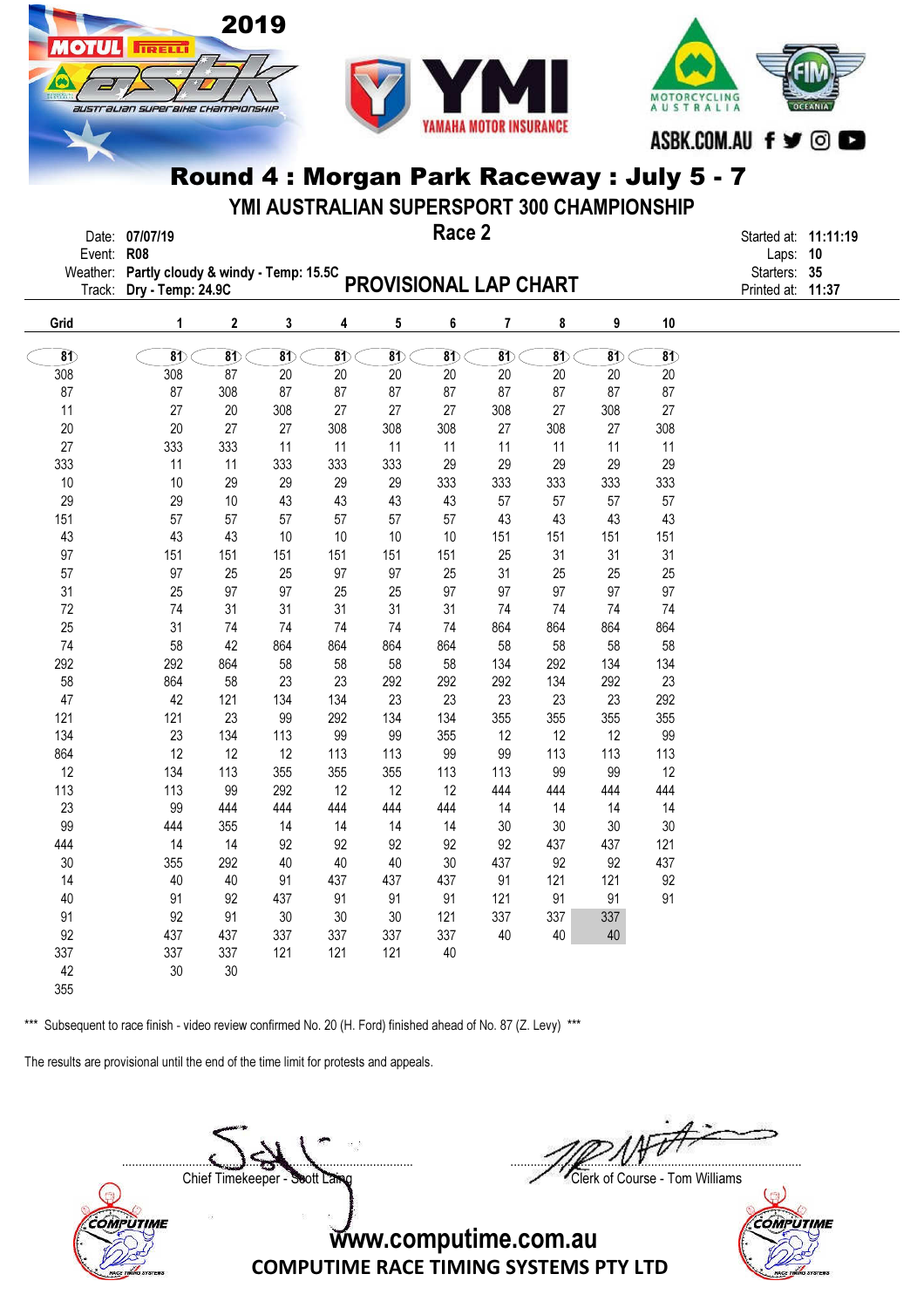# Round 4 : Morgan Park Raceway : July 5 - 7

## YMI AUSTRALIAN SUPERSPORT 300 CHAMPIONSHIP

### Race 2

Date: **07/07/19**
Event: **R08**
Weather: **Partly cloudy & windy - Temp: 15.5C**
Track: **Dry - Temp: 24.9C**

## PROVISIONAL LAP CHART

Started at: **11:11:19**
Laps: **10**
Starters: **35**
Printed at: **11:37**

| Grid | 1 | 2 | 3 | 4 | 5 | 6 | 7 | 8 | 9 | 10 |
|---|---|---|---|---|---|---|---|---|---|---|
| 81 | 81 | 81 | 81 | 81 | 81 | 81 | 81 | 81 | 81 | 81 |
| 308 | 308 | 87 | 20 | 20 | 20 | 20 | 20 | 20 | 20 | 20 |
| 87 | 87 | 308 | 87 | 87 | 87 | 87 | 87 | 87 | 87 | 87 |
| 11 | 27 | 20 | 308 | 27 | 27 | 27 | 308 | 27 | 308 | 27 |
| 20 | 20 | 27 | 27 | 308 | 308 | 308 | 27 | 308 | 27 | 308 |
| 27 | 333 | 333 | 11 | 11 | 11 | 11 | 11 | 11 | 11 | 11 |
| 333 | 11 | 11 | 333 | 333 | 333 | 29 | 29 | 29 | 29 | 29 |
| 10 | 10 | 29 | 29 | 29 | 29 | 333 | 333 | 333 | 333 | 333 |
| 29 | 29 | 10 | 43 | 43 | 43 | 43 | 57 | 57 | 57 | 57 |
| 151 | 57 | 57 | 57 | 57 | 57 | 57 | 43 | 43 | 43 | 43 |
| 43 | 43 | 43 | 10 | 10 | 10 | 10 | 151 | 151 | 151 | 151 |
| 97 | 151 | 151 | 151 | 151 | 151 | 151 | 25 | 31 | 31 | 31 |
| 57 | 97 | 25 | 25 | 97 | 97 | 25 | 31 | 25 | 25 | 25 |
| 31 | 25 | 97 | 97 | 25 | 25 | 97 | 97 | 97 | 97 | 97 |
| 72 | 74 | 31 | 31 | 31 | 31 | 31 | 74 | 74 | 74 | 74 |
| 25 | 31 | 74 | 74 | 74 | 74 | 74 | 864 | 864 | 864 | 864 |
| 74 | 58 | 42 | 864 | 864 | 864 | 864 | 58 | 58 | 58 | 58 |
| 292 | 292 | 864 | 58 | 58 | 58 | 58 | 134 | 292 | 134 | 134 |
| 58 | 864 | 58 | 23 | 23 | 292 | 292 | 292 | 134 | 292 | 23 |
| 47 | 42 | 121 | 134 | 134 | 23 | 23 | 23 | 23 | 23 | 292 |
| 121 | 121 | 23 | 99 | 292 | 134 | 134 | 355 | 355 | 355 | 355 |
| 134 | 23 | 134 | 113 | 99 | 99 | 355 | 12 | 12 | 12 | 99 |
| 864 | 12 | 12 | 12 | 113 | 113 | 99 | 99 | 113 | 113 | 113 |
| 12 | 134 | 113 | 355 | 355 | 355 | 113 | 113 | 99 | 99 | 12 |
| 113 | 113 | 99 | 292 | 12 | 12 | 12 | 444 | 444 | 444 | 444 |
| 23 | 99 | 444 | 444 | 444 | 444 | 444 | 14 | 14 | 14 | 14 |
| 99 | 444 | 355 | 14 | 14 | 14 | 14 | 30 | 30 | 30 | 30 |
| 444 | 14 | 14 | 92 | 92 | 92 | 92 | 92 | 437 | 437 | 121 |
| 30 | 355 | 292 | 40 | 40 | 40 | 30 | 437 | 92 | 92 | 437 |
| 14 | 40 | 40 | 91 | 437 | 437 | 437 | 91 | 121 | 121 | 92 |
| 40 | 91 | 92 | 437 | 91 | 91 | 91 | 121 | 91 | 91 | 91 |
| 91 | 92 | 91 | 30 | 30 | 30 | 121 | 337 | 337 | 337 | |
| 92 | 437 | 437 | 337 | 337 | 337 | 337 | 40 | 40 | 40 | |
| 337 | 337 | 337 | 121 | 121 | 121 | 40 | | | | |
| 42 | 30 | 30 | | | | | | | | |
| 355 | | | | | | | | | | |

\*\*\* Subsequent to race finish - video review confirmed No. 20 (H. Ford) finished ahead of No. 87 (Z. Levy) \*\*\*

The results are provisional until the end of the time limit for protests and appeals.

Chief Timekeeper - Scott Laing

Clerk of Course - Tom Williams

www.computime.com.au
COMPUTIME RACE TIMING SYSTEMS PTY LTD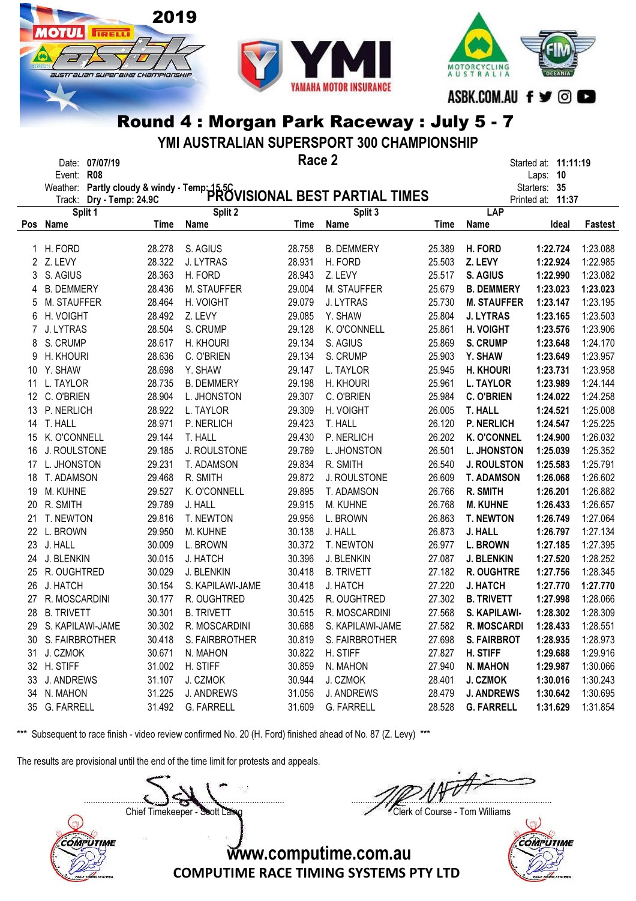2019

ASBK.COM.AU

# Round 4 : Morgan Park Raceway : July 5 - 7

## YMI AUSTRALIAN SUPERSPORT 300 CHAMPIONSHIP

### Race 2

Date: **07/07/19**
Event: **R08**
Weather: **Partly cloudy & windy - Temp: 15.5C**
Track: **Dry - Temp: 24.9C**

Started at: **11:11:19**
Laps: **10**
Starters: **35**
Printed at: **11:37**

**PROVISIONAL BEST PARTIAL TIMES**

| | Split 1 | | Split 2 | | Split 3 | | LAP | | |
|---|---|---|---|---|---|---|---|---|---|
| Pos | Name | Time | Name | Time | Name | Time | Name | Ideal | Fastest |
| 1 | H. FORD | 28.278 | S. AGIUS | 28.758 | B. DEMMERY | 25.389 | **H. FORD** | **1:22.724** | 1:23.088 |
| 2 | Z. LEVY | 28.322 | J. LYTRAS | 28.931 | H. FORD | 25.503 | **Z. LEVY** | **1:22.924** | 1:22.985 |
| 3 | S. AGIUS | 28.363 | H. FORD | 28.943 | Z. LEVY | 25.517 | **S. AGIUS** | **1:22.990** | 1:23.082 |
| 4 | B. DEMMERY | 28.436 | M. STAUFFER | 29.004 | M. STAUFFER | 25.679 | **B. DEMMERY** | **1:23.023** | **1:23.023** |
| 5 | M. STAUFFER | 28.464 | H. VOIGHT | 29.079 | J. LYTRAS | 25.730 | **M. STAUFFER** | **1:23.147** | 1:23.195 |
| 6 | H. VOIGHT | 28.492 | Z. LEVY | 29.085 | Y. SHAW | 25.804 | **J. LYTRAS** | **1:23.165** | 1:23.503 |
| 7 | J. LYTRAS | 28.504 | S. CRUMP | 29.128 | K. O'CONNELL | 25.861 | **H. VOIGHT** | **1:23.576** | 1:23.906 |
| 8 | S. CRUMP | 28.617 | H. KHOURI | 29.134 | S. AGIUS | 25.869 | **S. CRUMP** | **1:23.648** | 1:24.170 |
| 9 | H. KHOURI | 28.636 | C. O'BRIEN | 29.134 | S. CRUMP | 25.903 | **Y. SHAW** | **1:23.649** | 1:23.957 |
| 10 | Y. SHAW | 28.698 | Y. SHAW | 29.147 | L. TAYLOR | 25.945 | **H. KHOURI** | **1:23.731** | 1:23.958 |
| 11 | L. TAYLOR | 28.735 | B. DEMMERY | 29.198 | H. KHOURI | 25.961 | **L. TAYLOR** | **1:23.989** | 1:24.144 |
| 12 | C. O'BRIEN | 28.904 | L. JHONSTON | 29.307 | C. O'BRIEN | 25.984 | **C. O'BRIEN** | **1:24.022** | 1:24.258 |
| 13 | P. NERLICH | 28.922 | L. TAYLOR | 29.309 | H. VOIGHT | 26.005 | **T. HALL** | **1:24.521** | 1:25.008 |
| 14 | T. HALL | 28.971 | P. NERLICH | 29.423 | T. HALL | 26.120 | **P. NERLICH** | **1:24.547** | 1:25.225 |
| 15 | K. O'CONNELL | 29.144 | T. HALL | 29.430 | P. NERLICH | 26.202 | **K. O'CONNEL** | **1:24.900** | 1:26.032 |
| 16 | J. ROULSTONE | 29.185 | J. ROULSTONE | 29.789 | L. JHONSTON | 26.501 | **L. JHONSTON** | **1:25.039** | 1:25.352 |
| 17 | L. JHONSTON | 29.231 | T. ADAMSON | 29.834 | R. SMITH | 26.540 | **J. ROULSTON** | **1:25.583** | 1:25.791 |
| 18 | T. ADAMSON | 29.468 | R. SMITH | 29.872 | J. ROULSTONE | 26.609 | **T. ADAMSON** | **1:26.068** | 1:26.602 |
| 19 | M. KUHNE | 29.527 | K. O'CONNELL | 29.895 | T. ADAMSON | 26.766 | **R. SMITH** | **1:26.201** | 1:26.882 |
| 20 | R. SMITH | 29.789 | J. HALL | 29.915 | M. KUHNE | 26.768 | **M. KUHNE** | **1:26.433** | 1:26.657 |
| 21 | T. NEWTON | 29.816 | T. NEWTON | 29.956 | L. BROWN | 26.863 | **T. NEWTON** | **1:26.749** | 1:27.064 |
| 22 | L. BROWN | 29.950 | M. KUHNE | 30.138 | J. HALL | 26.873 | **J. HALL** | **1:26.797** | 1:27.134 |
| 23 | J. HALL | 30.009 | L. BROWN | 30.372 | T. NEWTON | 26.977 | **L. BROWN** | **1:27.185** | 1:27.395 |
| 24 | J. BLENKIN | 30.015 | J. HATCH | 30.396 | J. BLENKIN | 27.087 | **J. BLENKIN** | **1:27.520** | 1:28.252 |
| 25 | R. OUGHTRED | 30.029 | J. BLENKIN | 30.418 | B. TRIVETT | 27.182 | **R. OUGHTRE** | **1:27.756** | 1:28.345 |
| 26 | J. HATCH | 30.154 | S. KAPILAWI-JAME | 30.418 | J. HATCH | 27.220 | **J. HATCH** | **1:27.770** | **1:27.770** |
| 27 | R. MOSCARDINI | 30.177 | R. OUGHTRED | 30.425 | R. OUGHTRED | 27.302 | **B. TRIVETT** | **1:27.998** | 1:28.066 |
| 28 | B. TRIVETT | 30.301 | B. TRIVETT | 30.515 | R. MOSCARDINI | 27.568 | **S. KAPILAWI-** | **1:28.302** | 1:28.309 |
| 29 | S. KAPILAWI-JAME | 30.302 | R. MOSCARDINI | 30.688 | S. KAPILAWI-JAME | 27.582 | **R. MOSCARDI** | **1:28.433** | 1:28.551 |
| 30 | S. FAIRBROTHER | 30.418 | S. FAIRBROTHER | 30.819 | S. FAIRBROTHER | 27.698 | **S. FAIRBROT** | **1:28.935** | 1:28.973 |
| 31 | J. CZMOK | 30.671 | N. MAHON | 30.822 | H. STIFF | 27.827 | **H. STIFF** | **1:29.688** | 1:29.916 |
| 32 | H. STIFF | 31.002 | H. STIFF | 30.859 | N. MAHON | 27.940 | **N. MAHON** | **1:29.987** | 1:30.066 |
| 33 | J. ANDREWS | 31.107 | J. CZMOK | 30.944 | J. CZMOK | 28.401 | **J. CZMOK** | **1:30.016** | 1:30.243 |
| 34 | N. MAHON | 31.225 | J. ANDREWS | 31.056 | J. ANDREWS | 28.479 | **J. ANDREWS** | **1:30.642** | 1:30.695 |
| 35 | G. FARRELL | 31.492 | G. FARRELL | 31.609 | G. FARRELL | 28.528 | **G. FARRELL** | **1:31.629** | 1:31.854 |

*** Subsequent to race finish - video review confirmed No. 20 (H. Ford) finished ahead of No. 87 (Z. Levy) ***

The results are provisional until the end of the time limit for protests and appeals.

Chief Timekeeper - Scott Laing

Clerk of Course - Tom Williams

www.computime.com.au

COMPUTIME RACE TIMING SYSTEMS PTY LTD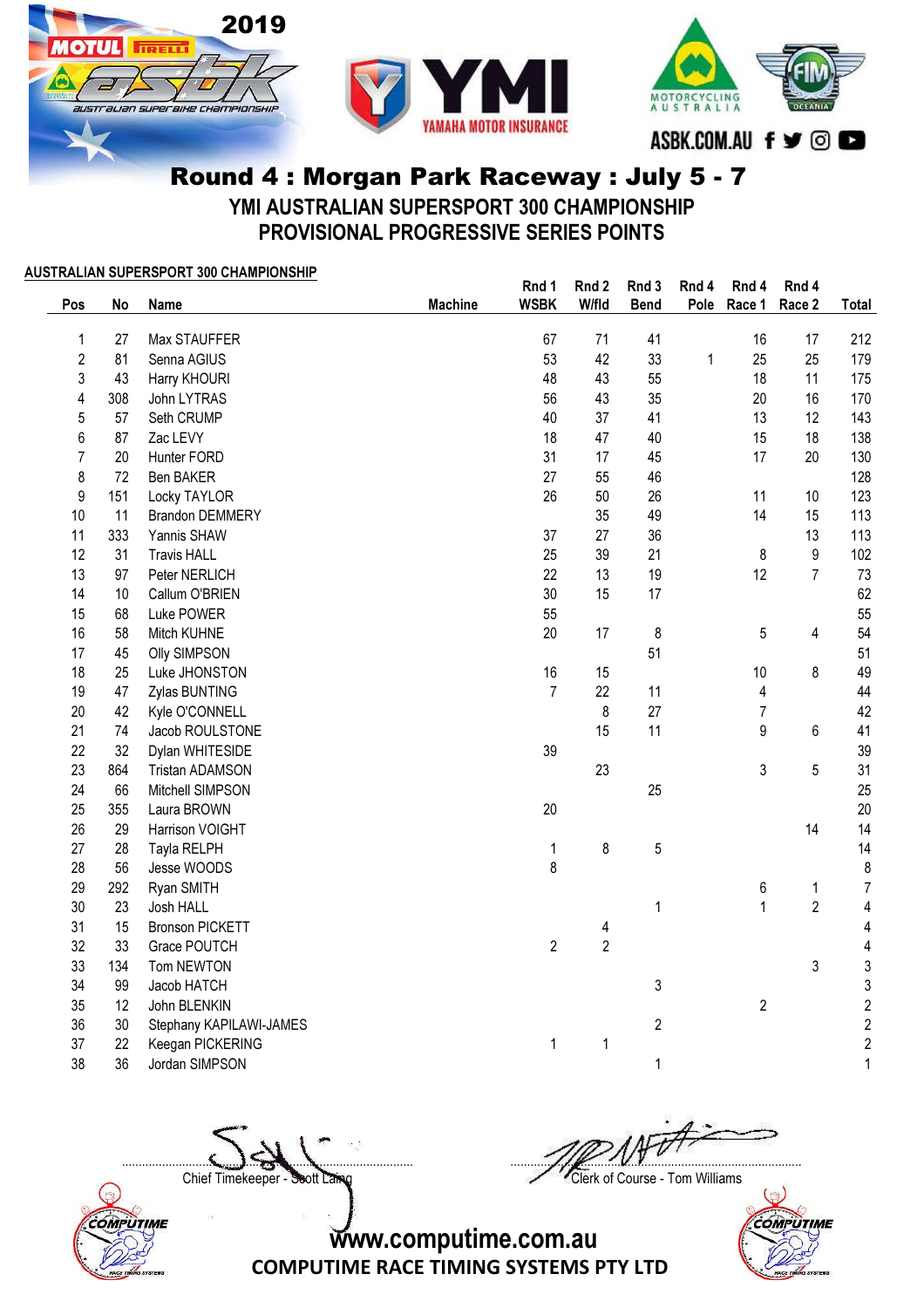2019

# Round 4 : Morgan Park Raceway : July 5 - 7

## YMI AUSTRALIAN SUPERSPORT 300 CHAMPIONSHIP
## PROVISIONAL PROGRESSIVE SERIES POINTS

**AUSTRALIAN SUPERSPORT 300 CHAMPIONSHIP**

| Pos | No | Name | Machine | Rnd 1 WSBK | Rnd 2 W/fld | Rnd 3 Bend | Rnd 4 Pole | Rnd 4 Race 1 | Rnd 4 Race 2 | Total |
|---|---|---|---|---|---|---|---|---|---|---|
| 1 | 27 | Max STAUFFER | | 67 | 71 | 41 | | 16 | 17 | 212 |
| 2 | 81 | Senna AGIUS | | 53 | 42 | 33 | 1 | 25 | 25 | 179 |
| 3 | 43 | Harry KHOURI | | 48 | 43 | 55 | | 18 | 11 | 175 |
| 4 | 308 | John LYTRAS | | 56 | 43 | 35 | | 20 | 16 | 170 |
| 5 | 57 | Seth CRUMP | | 40 | 37 | 41 | | 13 | 12 | 143 |
| 6 | 87 | Zac LEVY | | 18 | 47 | 40 | | 15 | 18 | 138 |
| 7 | 20 | Hunter FORD | | 31 | 17 | 45 | | 17 | 20 | 130 |
| 8 | 72 | Ben BAKER | | 27 | 55 | 46 | | | | 128 |
| 9 | 151 | Locky TAYLOR | | 26 | 50 | 26 | | 11 | 10 | 123 |
| 10 | 11 | Brandon DEMMERY | | | 35 | 49 | | 14 | 15 | 113 |
| 11 | 333 | Yannis SHAW | | 37 | 27 | 36 | | | 13 | 113 |
| 12 | 31 | Travis HALL | | 25 | 39 | 21 | | 8 | 9 | 102 |
| 13 | 97 | Peter NERLICH | | 22 | 13 | 19 | | 12 | 7 | 73 |
| 14 | 10 | Callum O'BRIEN | | 30 | 15 | 17 | | | | 62 |
| 15 | 68 | Luke POWER | | 55 | | | | | | 55 |
| 16 | 58 | Mitch KUHNE | | 20 | 17 | 8 | | 5 | 4 | 54 |
| 17 | 45 | Olly SIMPSON | | | | 51 | | | | 51 |
| 18 | 25 | Luke JHONSTON | | 16 | 15 | | | 10 | 8 | 49 |
| 19 | 47 | Zylas BUNTING | | 7 | 22 | 11 | | 4 | | 44 |
| 20 | 42 | Kyle O'CONNELL | | | 8 | 27 | | 7 | | 42 |
| 21 | 74 | Jacob ROULSTONE | | | 15 | 11 | | 9 | 6 | 41 |
| 22 | 32 | Dylan WHITESIDE | | 39 | | | | | | 39 |
| 23 | 864 | Tristan ADAMSON | | | 23 | | | 3 | 5 | 31 |
| 24 | 66 | Mitchell SIMPSON | | | | 25 | | | | 25 |
| 25 | 355 | Laura BROWN | | 20 | | | | | | 20 |
| 26 | 29 | Harrison VOIGHT | | | | | | | 14 | 14 |
| 27 | 28 | Tayla RELPH | | 1 | 8 | 5 | | | | 14 |
| 28 | 56 | Jesse WOODS | | 8 | | | | | | 8 |
| 29 | 292 | Ryan SMITH | | | | | | 6 | 1 | 7 |
| 30 | 23 | Josh HALL | | | | 1 | | 1 | 2 | 4 |
| 31 | 15 | Bronson PICKETT | | | 4 | | | | | 4 |
| 32 | 33 | Grace POUTCH | | 2 | 2 | | | | | 4 |
| 33 | 134 | Tom NEWTON | | | | | | | 3 | 3 |
| 34 | 99 | Jacob HATCH | | | | 3 | | | | 3 |
| 35 | 12 | John BLENKIN | | | | | | 2 | | 2 |
| 36 | 30 | Stephany KAPILAWI-JAMES | | | | 2 | | | | 2 |
| 37 | 22 | Keegan PICKERING | | 1 | 1 | | | | | 2 |
| 38 | 36 | Jordan SIMPSON | | | | 1 | | | | 1 |

Chief Timekeeper - Scott Laing

Clerk of Course - Tom Williams

www.computime.com.au
COMPUTIME RACE TIMING SYSTEMS PTY LTD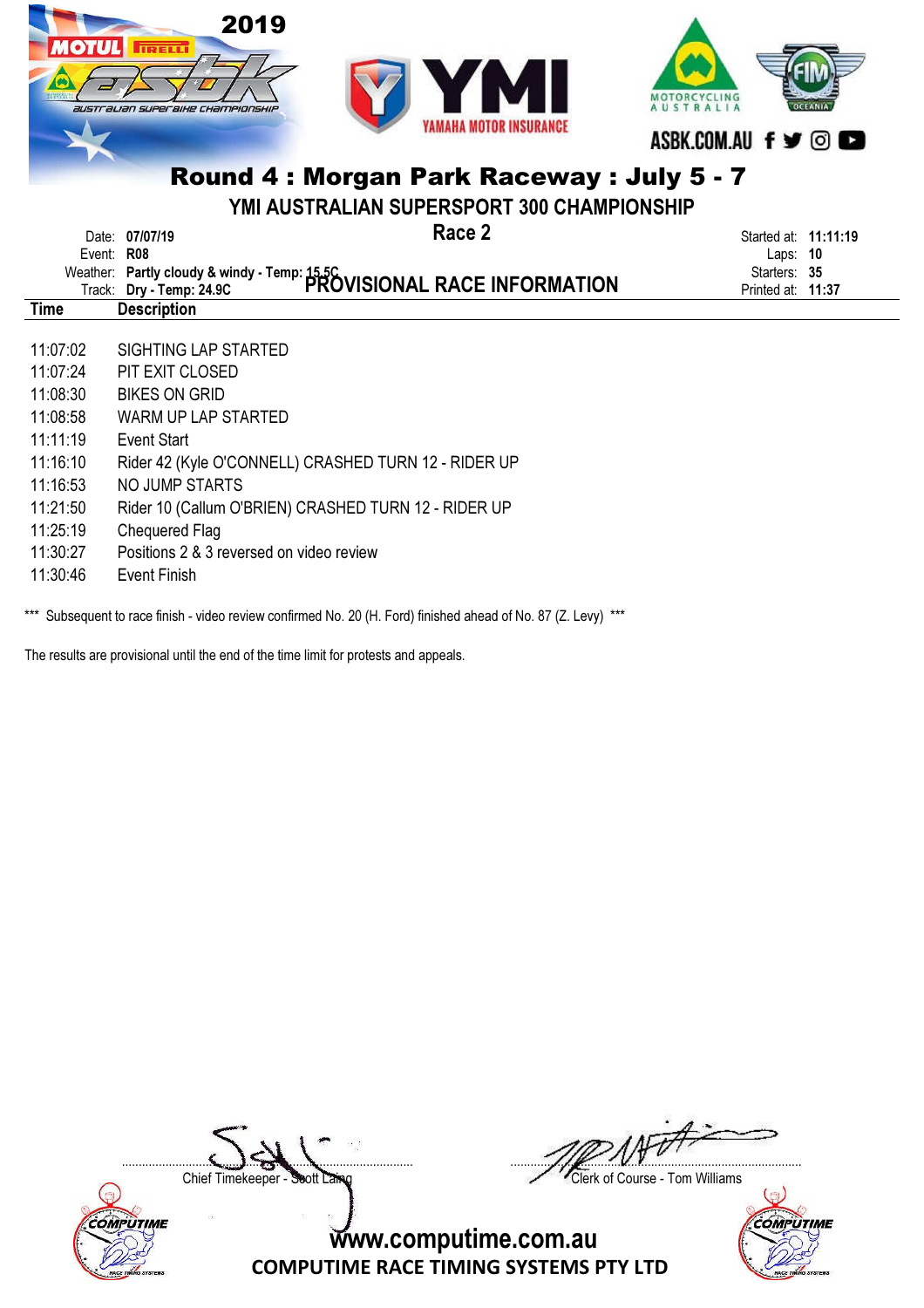# Round 4 : Morgan Park Raceway : July 5 - 7

## YMI AUSTRALIAN SUPERSPORT 300 CHAMPIONSHIP

### Race 2

Date: **07/07/19**
Event: **R08**
Weather: **Partly cloudy & windy - Temp: 15.5C**
Track: **Dry - Temp: 24.9C**

Started at: **11:11:19**
Laps: **10**
Starters: **35**
Printed at: **11:37**

### PROVISIONAL RACE INFORMATION

| Time | Description |
|---|---|
| 11:07:02 | SIGHTING LAP STARTED |
| 11:07:24 | PIT EXIT CLOSED |
| 11:08:30 | BIKES ON GRID |
| 11:08:58 | WARM UP LAP STARTED |
| 11:11:19 | Event Start |
| 11:16:10 | Rider 42 (Kyle O'CONNELL) CRASHED TURN 12 - RIDER UP |
| 11:16:53 | NO JUMP STARTS |
| 11:21:50 | Rider 10 (Callum O'BRIEN) CRASHED TURN 12 - RIDER UP |
| 11:25:19 | Chequered Flag |
| 11:30:27 | Positions 2 & 3 reversed on video review |
| 11:30:46 | Event Finish |

*** Subsequent to race finish - video review confirmed No. 20 (H. Ford) finished ahead of No. 87 (Z. Levy) ***

The results are provisional until the end of the time limit for protests and appeals.

Chief Timekeeper - Scott Laing

Clerk of Course - Tom Williams

www.computime.com.au

COMPUTIME RACE TIMING SYSTEMS PTY LTD